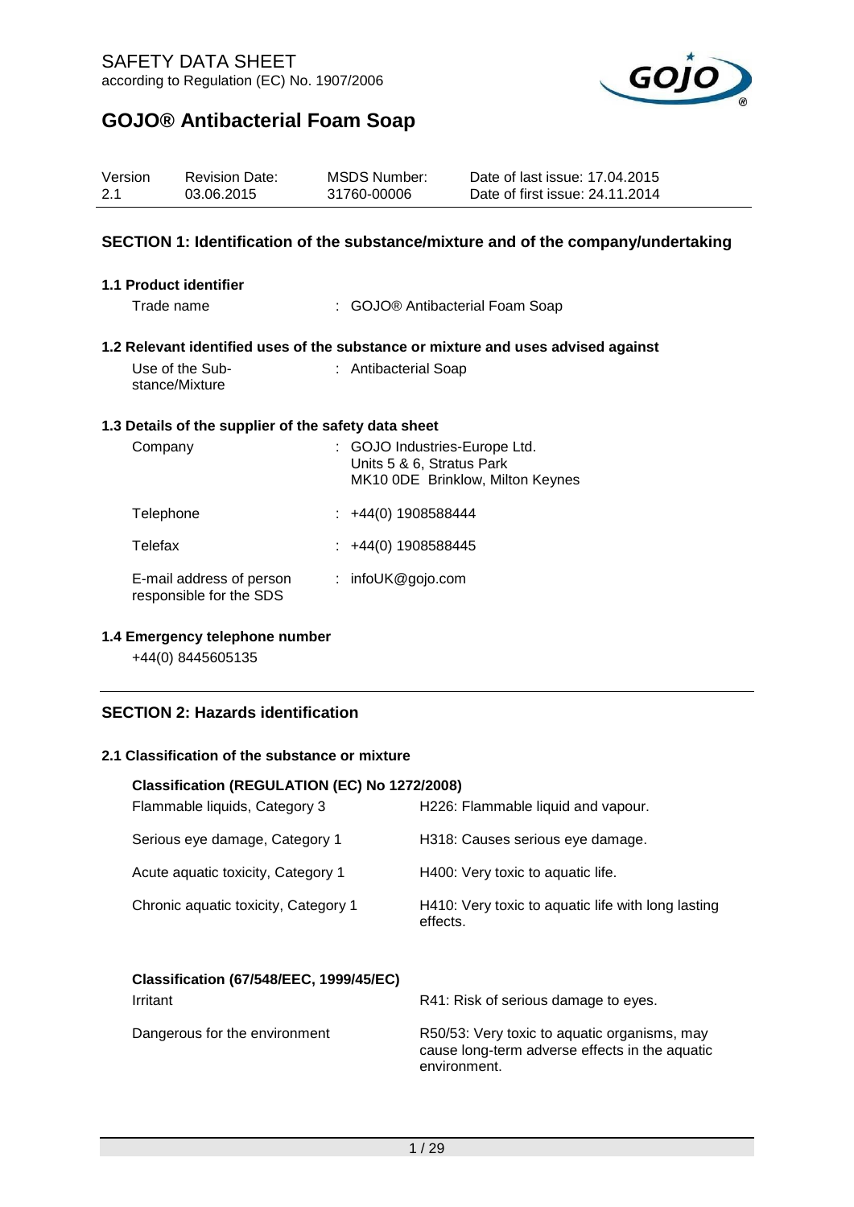# SAFETY DATA SHEET

according to Regulation (EC) No. 1907/2006

# GOJO® Antibacterial Foam Soap

| Version | Revision Date: | MSDS Number: | Date of last issue: 17.04.2015 |
|---|---|---|---|
| 2.1 | 03.06.2015 | 31760-00006 | Date of first issue: 24.11.2014 |

## SECTION 1: Identification of the substance/mixture and of the company/undertaking

### 1.1 Product identifier

Trade name : GOJO® Antibacterial Foam Soap

### 1.2 Relevant identified uses of the substance or mixture and uses advised against

Use of the Substance/Mixture : Antibacterial Soap

### 1.3 Details of the supplier of the safety data sheet

Company : GOJO Industries-Europe Ltd.
Units 5 & 6, Stratus Park
MK10 0DE Brinklow, Milton Keynes

Telephone : +44(0) 1908588444

Telefax : +44(0) 1908588445

E-mail address of person responsible for the SDS : infoUK@gojo.com

### 1.4 Emergency telephone number

+44(0) 8445605135

## SECTION 2: Hazards identification

### 2.1 Classification of the substance or mixture

**Classification (REGULATION (EC) No 1272/2008)**

| | |
|---|---|
| Flammable liquids, Category 3 | H226: Flammable liquid and vapour. |
| Serious eye damage, Category 1 | H318: Causes serious eye damage. |
| Acute aquatic toxicity, Category 1 | H400: Very toxic to aquatic life. |
| Chronic aquatic toxicity, Category 1 | H410: Very toxic to aquatic life with long lasting effects. |

**Classification (67/548/EEC, 1999/45/EC)**

| | |
|---|---|
| Irritant | R41: Risk of serious damage to eyes. |
| Dangerous for the environment | R50/53: Very toxic to aquatic organisms, may cause long-term adverse effects in the aquatic environment. |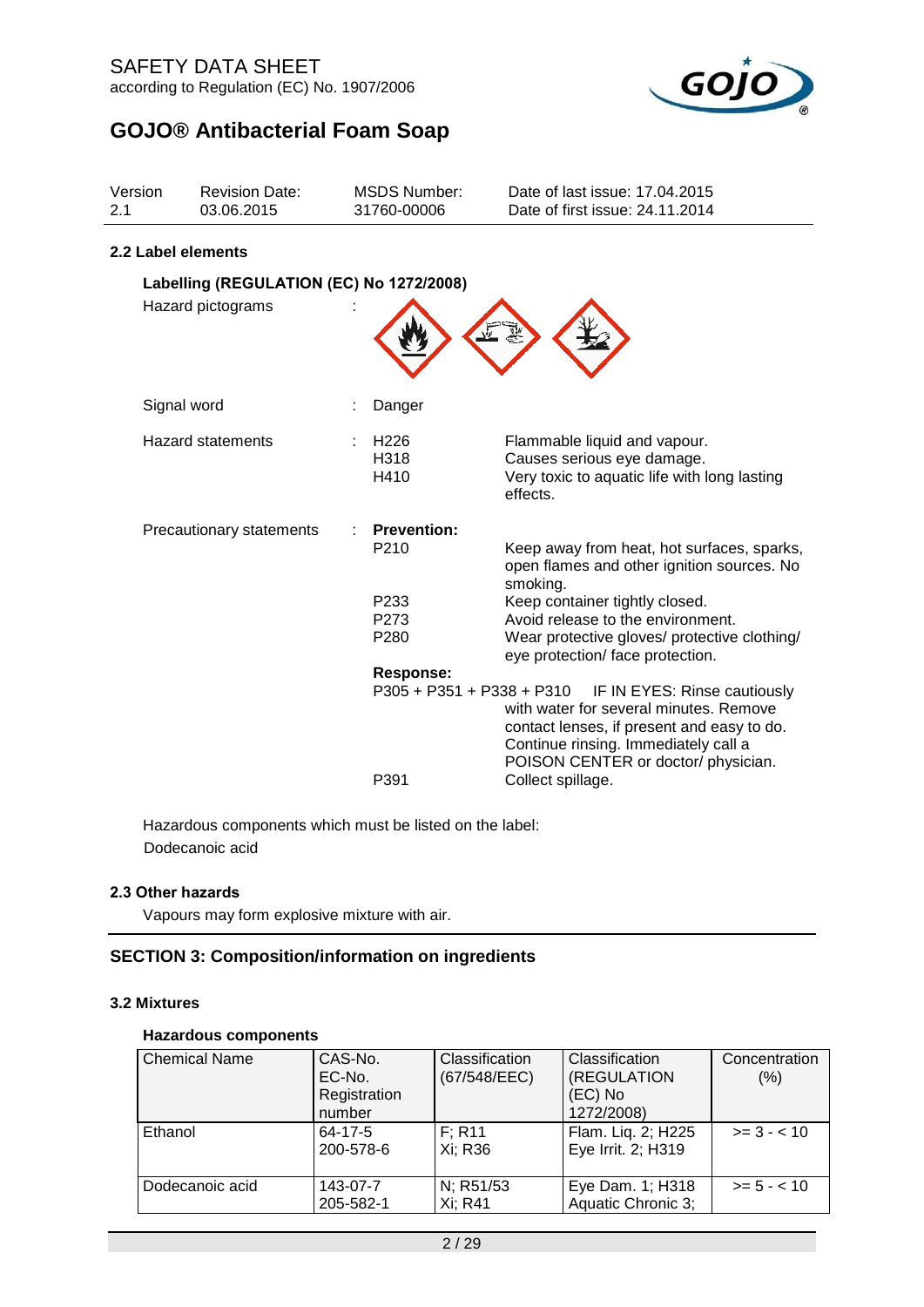## 2.2 Label elements

### Labelling (REGULATION (EC) No 1272/2008)

Hazard pictograms :

Signal word : Danger

Hazard statements :

| | |
|---|---|
| H226 | Flammable liquid and vapour. |
| H318 | Causes serious eye damage. |
| H410 | Very toxic to aquatic life with long lasting effects. |

Precautionary statements :

**Prevention:**

| | |
|---|---|
| P210 | Keep away from heat, hot surfaces, sparks, open flames and other ignition sources. No smoking. |
| P233 | Keep container tightly closed. |
| P273 | Avoid release to the environment. |
| P280 | Wear protective gloves/ protective clothing/ eye protection/ face protection. |

**Response:**

| | |
|---|---|
| P305 + P351 + P338 + P310 | IF IN EYES: Rinse cautiously with water for several minutes. Remove contact lenses, if present and easy to do. Continue rinsing. Immediately call a POISON CENTER or doctor/ physician. |
| P391 | Collect spillage. |

Hazardous components which must be listed on the label:
Dodecanoic acid

## 2.3 Other hazards

Vapours may form explosive mixture with air.

# SECTION 3: Composition/information on ingredients

## 3.2 Mixtures

### Hazardous components

| Chemical Name | CAS-No. EC-No. Registration number | Classification (67/548/EEC) | Classification (REGULATION (EC) No 1272/2008) | Concentration (%) |
|---|---|---|---|---|
| Ethanol | 64-17-5<br>200-578-6 | F; R11<br>Xi; R36 | Flam. Liq. 2; H225<br>Eye Irrit. 2; H319 | >= 3 - < 10 |
| Dodecanoic acid | 143-07-7<br>205-582-1 | N; R51/53<br>Xi; R41 | Eye Dam. 1; H318<br>Aquatic Chronic 3; | >= 5 - < 10 |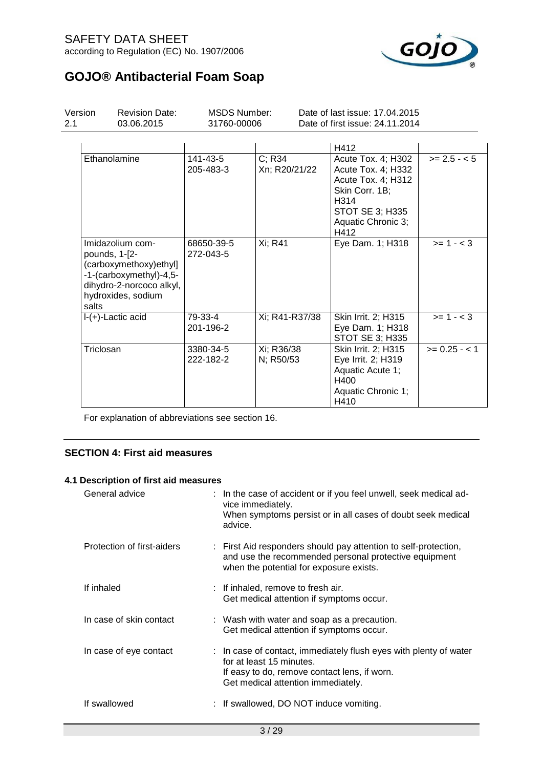| | | | | |
|---|---|---|---|---|
| | | | H412 | |
| Ethanolamine | 141-43-5<br>205-483-3 | C; R34<br>Xn; R20/21/22 | Acute Tox. 4; H302<br>Acute Tox. 4; H332<br>Acute Tox. 4; H312<br>Skin Corr. 1B; H314<br>STOT SE 3; H335<br>Aquatic Chronic 3; H412 | >= 2.5 - < 5 |
| Imidazolium compounds, 1-[2-(carboxymethoxy)ethyl]-1-(carboxymethyl)-4,5-dihydro-2-norcoco alkyl, hydroxides, sodium salts | 68650-39-5<br>272-043-5 | Xi; R41 | Eye Dam. 1; H318 | >= 1 - < 3 |
| l-(+)-Lactic acid | 79-33-4<br>201-196-2 | Xi; R41-R37/38 | Skin Irrit. 2; H315<br>Eye Dam. 1; H318<br>STOT SE 3; H335 | >= 1 - < 3 |
| Triclosan | 3380-34-5<br>222-182-2 | Xi; R36/38<br>N; R50/53 | Skin Irrit. 2; H315<br>Eye Irrit. 2; H319<br>Aquatic Acute 1; H400<br>Aquatic Chronic 1; H410 | >= 0.25 - < 1 |

For explanation of abbreviations see section 16.

## SECTION 4: First aid measures

### 4.1 Description of first aid measures

General advice : In the case of accident or if you feel unwell, seek medical advice immediately.
When symptoms persist or in all cases of doubt seek medical advice.

Protection of first-aiders : First Aid responders should pay attention to self-protection, and use the recommended personal protective equipment when the potential for exposure exists.

If inhaled : If inhaled, remove to fresh air.
Get medical attention if symptoms occur.

In case of skin contact : Wash with water and soap as a precaution.
Get medical attention if symptoms occur.

In case of eye contact : In case of contact, immediately flush eyes with plenty of water for at least 15 minutes.
If easy to do, remove contact lens, if worn.
Get medical attention immediately.

If swallowed : If swallowed, DO NOT induce vomiting.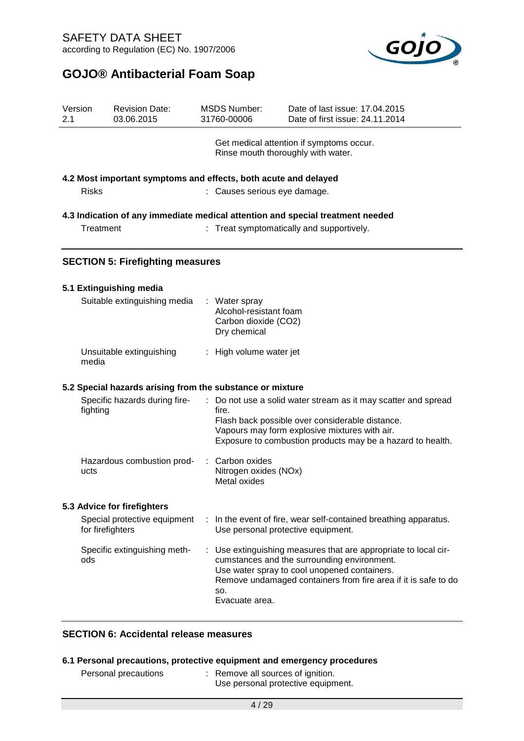Get medical attention if symptoms occur.
Rinse mouth thoroughly with water.

### 4.2 Most important symptoms and effects, both acute and delayed

Risks : Causes serious eye damage.

### 4.3 Indication of any immediate medical attention and special treatment needed

Treatment : Treat symptomatically and supportively.

## SECTION 5: Firefighting measures

### 5.1 Extinguishing media

Suitable extinguishing media : Water spray
Alcohol-resistant foam
Carbon dioxide ($CO_2$)
Dry chemical

Unsuitable extinguishing media : High volume water jet

### 5.2 Special hazards arising from the substance or mixture

Specific hazards during fire-fighting : Do not use a solid water stream as it may scatter and spread fire.
Flash back possible over considerable distance.
Vapours may form explosive mixtures with air.
Exposure to combustion products may be a hazard to health.

Hazardous combustion products : Carbon oxides
Nitrogen oxides (NOx)
Metal oxides

### 5.3 Advice for firefighters

Special protective equipment for firefighters : In the event of fire, wear self-contained breathing apparatus.
Use personal protective equipment.

Specific extinguishing methods : Use extinguishing measures that are appropriate to local circumstances and the surrounding environment.
Use water spray to cool unopened containers.
Remove undamaged containers from fire area if it is safe to do so.
Evacuate area.

## SECTION 6: Accidental release measures

### 6.1 Personal precautions, protective equipment and emergency procedures

Personal precautions : Remove all sources of ignition.
Use personal protective equipment.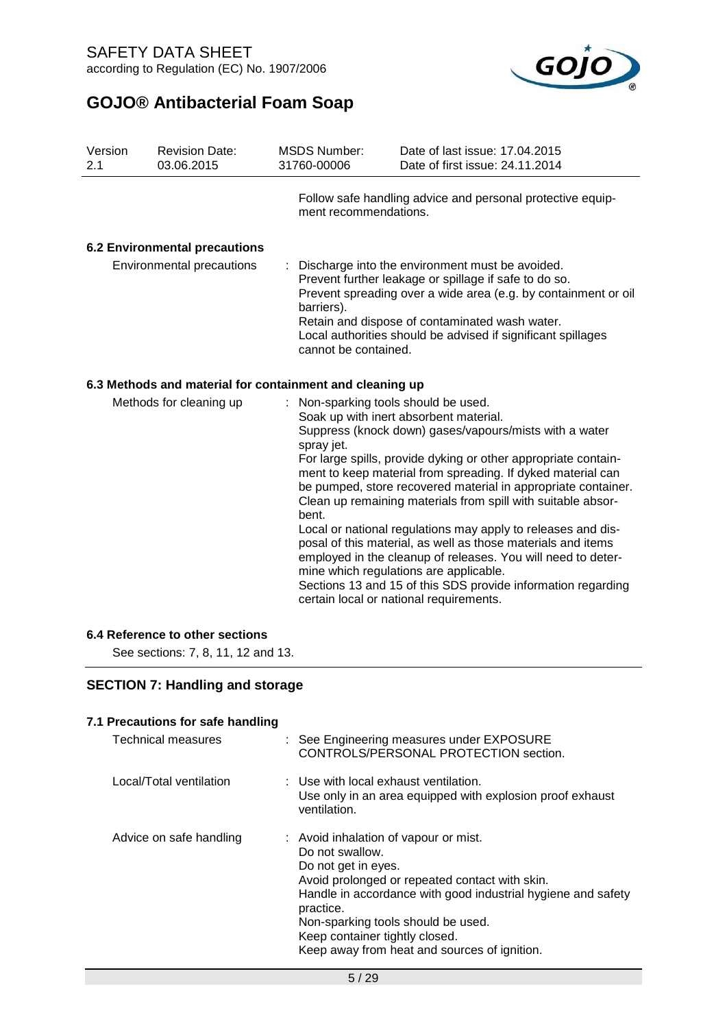Follow safe handling advice and personal protective equipment recommendations.

### 6.2 Environmental precautions

| | |
|---|---|
| Environmental precautions | : Discharge into the environment must be avoided.<br>Prevent further leakage or spillage if safe to do so.<br>Prevent spreading over a wide area (e.g. by containment or oil barriers).<br>Retain and dispose of contaminated wash water.<br>Local authorities should be advised if significant spillages cannot be contained. |

### 6.3 Methods and material for containment and cleaning up

| | |
|---|---|
| Methods for cleaning up | : Non-sparking tools should be used.<br>Soak up with inert absorbent material.<br>Suppress (knock down) gases/vapours/mists with a water spray jet.<br>For large spills, provide dyking or other appropriate containment to keep material from spreading. If dyked material can be pumped, store recovered material in appropriate container.<br>Clean up remaining materials from spill with suitable absorbent.<br>Local or national regulations may apply to releases and disposal of this material, as well as those materials and items employed in the cleanup of releases. You will need to determine which regulations are applicable.<br>Sections 13 and 15 of this SDS provide information regarding certain local or national requirements. |

### 6.4 Reference to other sections

See sections: 7, 8, 11, 12 and 13.

## SECTION 7: Handling and storage

### 7.1 Precautions for safe handling

| | |
|---|---|
| Technical measures | : See Engineering measures under EXPOSURE CONTROLS/PERSONAL PROTECTION section. |
| Local/Total ventilation | : Use with local exhaust ventilation.<br>Use only in an area equipped with explosion proof exhaust ventilation. |
| Advice on safe handling | : Avoid inhalation of vapour or mist.<br>Do not swallow.<br>Do not get in eyes.<br>Avoid prolonged or repeated contact with skin.<br>Handle in accordance with good industrial hygiene and safety practice.<br>Non-sparking tools should be used.<br>Keep container tightly closed.<br>Keep away from heat and sources of ignition. |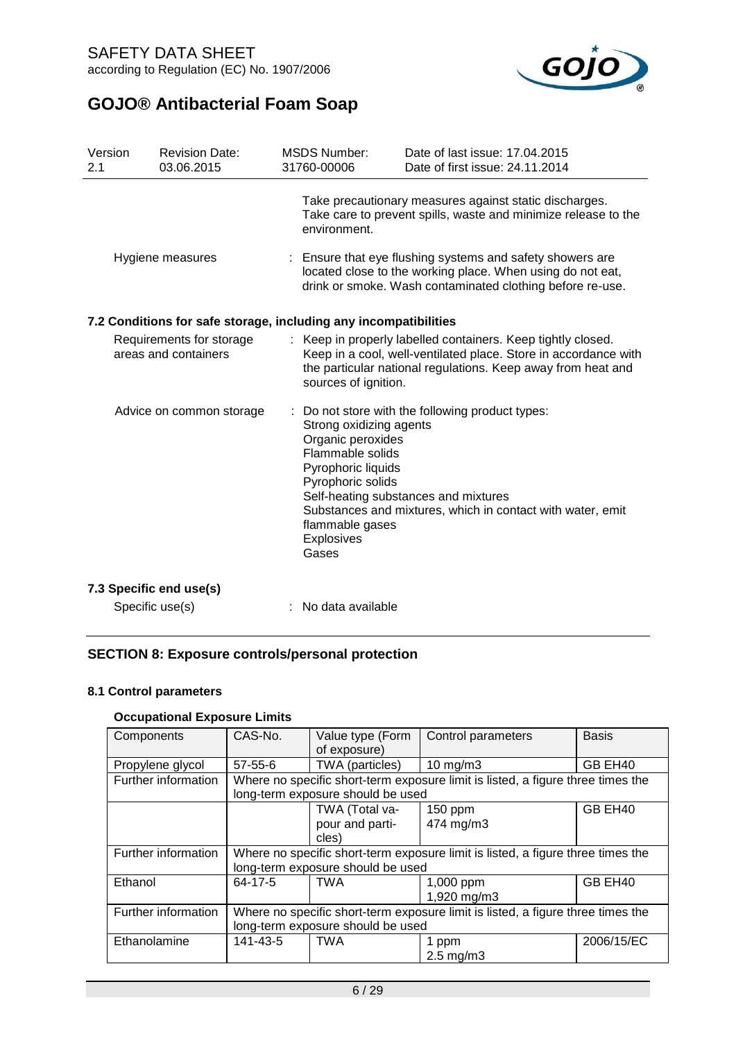Take precautionary measures against static discharges. Take care to prevent spills, waste and minimize release to the environment.

Hygiene measures : Ensure that eye flushing systems and safety showers are located close to the working place. When using do not eat, drink or smoke. Wash contaminated clothing before re-use.

### 7.2 Conditions for safe storage, including any incompatibilities

Requirements for storage areas and containers : Keep in properly labelled containers. Keep tightly closed. Keep in a cool, well-ventilated place. Store in accordance with the particular national regulations. Keep away from heat and sources of ignition.

Advice on common storage : Do not store with the following product types:
Strong oxidizing agents
Organic peroxides
Flammable solids
Pyrophoric liquids
Pyrophoric solids
Self-heating substances and mixtures
Substances and mixtures, which in contact with water, emit flammable gases
Explosives
Gases

### 7.3 Specific end use(s)

Specific use(s) : No data available

## SECTION 8: Exposure controls/personal protection

### 8.1 Control parameters

#### Occupational Exposure Limits

| Components | CAS-No. | Value type (Form of exposure) | Control parameters | Basis |
|---|---|---|---|---|
| Propylene glycol | 57-55-6 | TWA (particles) | 10 mg/m3 | GB EH40 |
| Further information | Where no specific short-term exposure limit is listed, a figure three times the long-term exposure should be used | | | |
| | | TWA (Total vapour and particles) | 150 ppm<br>474 mg/m3 | GB EH40 |
| Further information | Where no specific short-term exposure limit is listed, a figure three times the long-term exposure should be used | | | |
| Ethanol | 64-17-5 | TWA | 1,000 ppm<br>1,920 mg/m3 | GB EH40 |
| Further information | Where no specific short-term exposure limit is listed, a figure three times the long-term exposure should be used | | | |
| Ethanolamine | 141-43-5 | TWA | 1 ppm<br>2.5 mg/m3 | 2006/15/EC |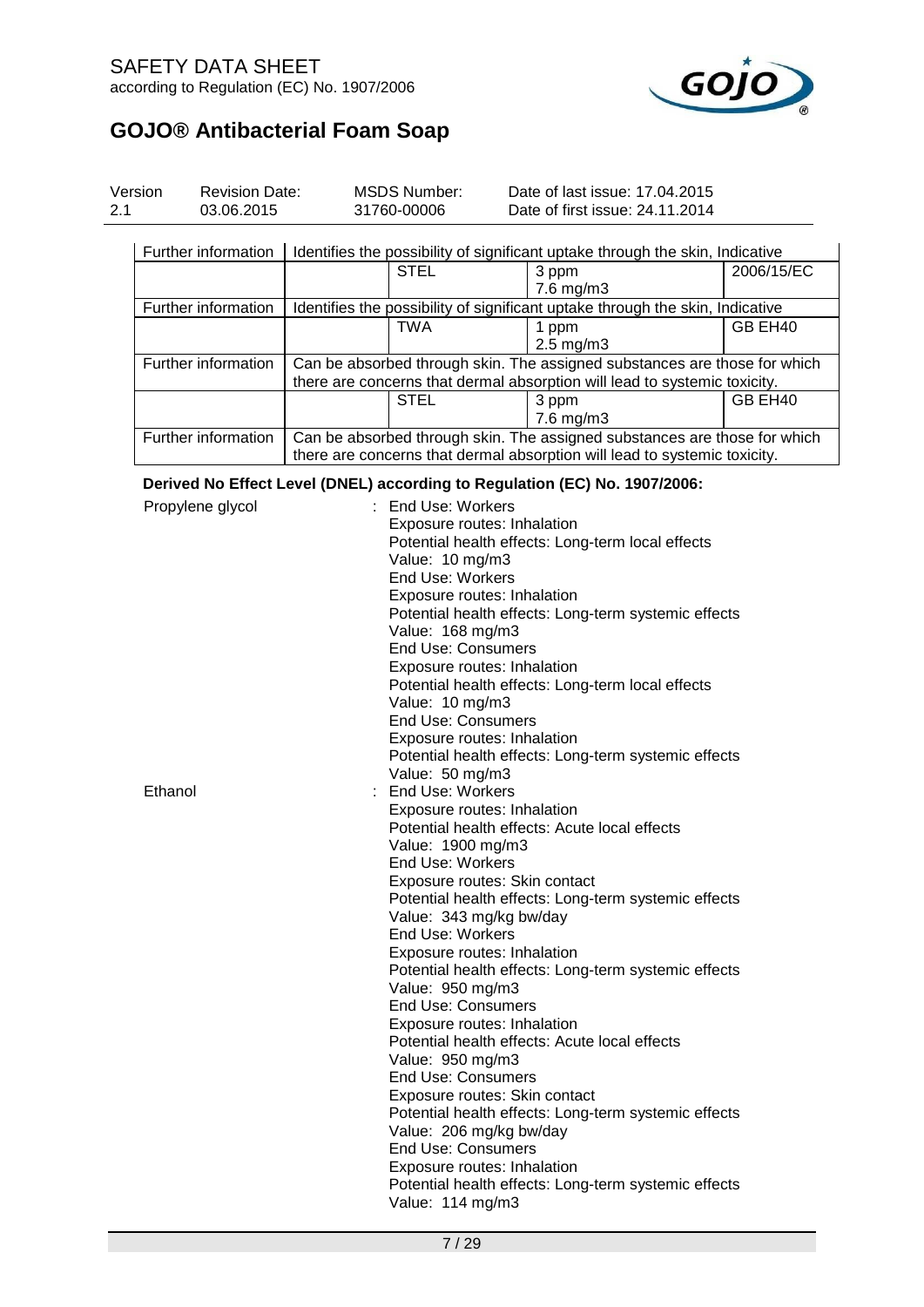| | | | | |
|---|---|---|---|---|
| Further information | Identifies the possibility of significant uptake through the skin, Indicative | | | |
| | | STEL | 3 ppm<br>7.6 mg/m3 | 2006/15/EC |
| Further information | Identifies the possibility of significant uptake through the skin, Indicative | | | |
| | | TWA | 1 ppm<br>2.5 mg/m3 | GB EH40 |
| Further information | Can be absorbed through skin. The assigned substances are those for which there are concerns that dermal absorption will lead to systemic toxicity. | | | |
| | | STEL | 3 ppm<br>7.6 mg/m3 | GB EH40 |
| Further information | Can be absorbed through skin. The assigned substances are those for which there are concerns that dermal absorption will lead to systemic toxicity. | | | |

**Derived No Effect Level (DNEL) according to Regulation (EC) No. 1907/2006:**

Propylene glycol :
End Use: Workers
Exposure routes: Inhalation
Potential health effects: Long-term local effects
Value: 10 mg/m3
End Use: Workers
Exposure routes: Inhalation
Potential health effects: Long-term systemic effects
Value: 168 mg/m3
End Use: Consumers
Exposure routes: Inhalation
Potential health effects: Long-term local effects
Value: 10 mg/m3
End Use: Consumers
Exposure routes: Inhalation
Potential health effects: Long-term systemic effects
Value: 50 mg/m3

Ethanol :
End Use: Workers
Exposure routes: Inhalation
Potential health effects: Acute local effects
Value: 1900 mg/m3
End Use: Workers
Exposure routes: Skin contact
Potential health effects: Long-term systemic effects
Value: 343 mg/kg bw/day
End Use: Workers
Exposure routes: Inhalation
Potential health effects: Long-term systemic effects
Value: 950 mg/m3
End Use: Consumers
Exposure routes: Inhalation
Potential health effects: Acute local effects
Value: 950 mg/m3
End Use: Consumers
Exposure routes: Skin contact
Potential health effects: Long-term systemic effects
Value: 206 mg/kg bw/day
End Use: Consumers
Exposure routes: Inhalation
Potential health effects: Long-term systemic effects
Value: 114 mg/m3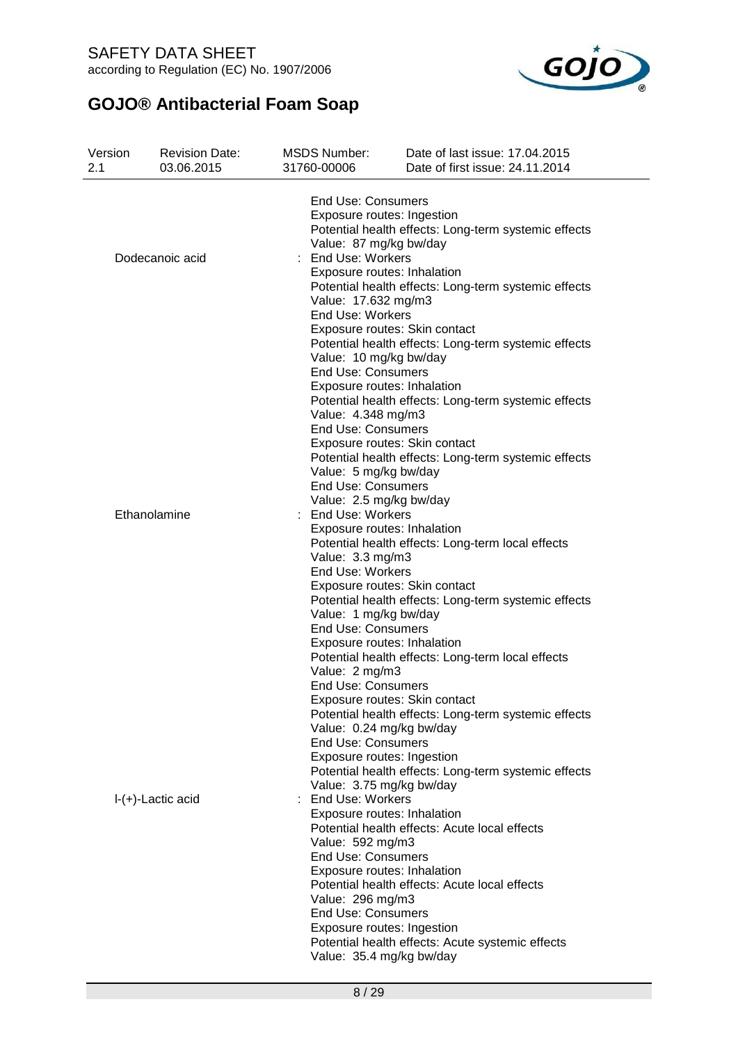End Use: Consumers
Exposure routes: Ingestion
Potential health effects: Long-term systemic effects
Value: 87 mg/kg bw/day

Dodecanoic acid : End Use: Workers
Exposure routes: Inhalation
Potential health effects: Long-term systemic effects
Value: 17.632 mg/m3
End Use: Workers
Exposure routes: Skin contact
Potential health effects: Long-term systemic effects
Value: 10 mg/kg bw/day
End Use: Consumers
Exposure routes: Inhalation
Potential health effects: Long-term systemic effects
Value: 4.348 mg/m3
End Use: Consumers
Exposure routes: Skin contact
Potential health effects: Long-term systemic effects
Value: 5 mg/kg bw/day
End Use: Consumers
Value: 2.5 mg/kg bw/day

Ethanolamine : End Use: Workers
Exposure routes: Inhalation
Potential health effects: Long-term local effects
Value: 3.3 mg/m3
End Use: Workers
Exposure routes: Skin contact
Potential health effects: Long-term systemic effects
Value: 1 mg/kg bw/day
End Use: Consumers
Exposure routes: Inhalation
Potential health effects: Long-term local effects
Value: 2 mg/m3
End Use: Consumers
Exposure routes: Skin contact
Potential health effects: Long-term systemic effects
Value: 0.24 mg/kg bw/day
End Use: Consumers
Exposure routes: Ingestion
Potential health effects: Long-term systemic effects
Value: 3.75 mg/kg bw/day

l-(+)-Lactic acid : End Use: Workers
Exposure routes: Inhalation
Potential health effects: Acute local effects
Value: 592 mg/m3
End Use: Consumers
Exposure routes: Inhalation
Potential health effects: Acute local effects
Value: 296 mg/m3
End Use: Consumers
Exposure routes: Ingestion
Potential health effects: Acute systemic effects
Value: 35.4 mg/kg bw/day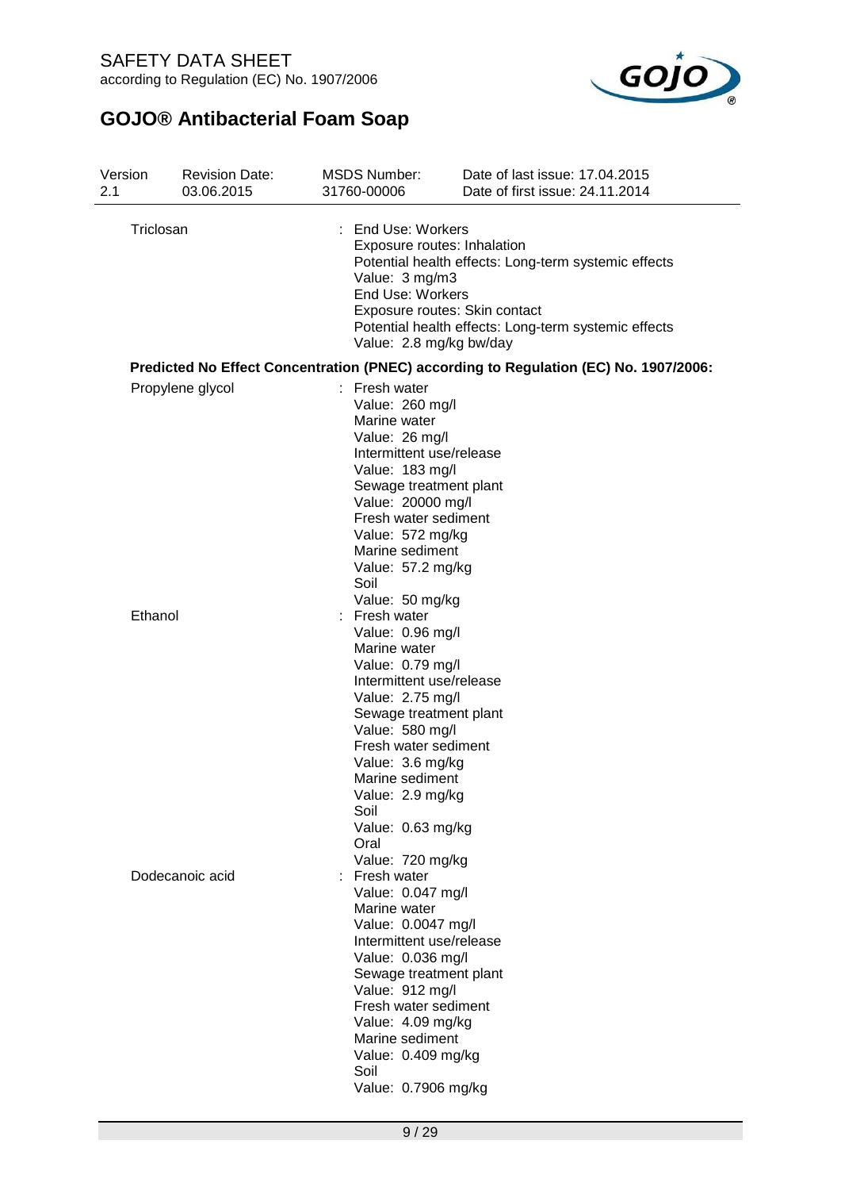| | |
|---|---|
| Triclosan | : End Use: Workers<br>Exposure routes: Inhalation<br>Potential health effects: Long-term systemic effects<br>Value: 3 mg/m3<br>End Use: Workers<br>Exposure routes: Skin contact<br>Potential health effects: Long-term systemic effects<br>Value: 2.8 mg/kg bw/day |

**Predicted No Effect Concentration (PNEC) according to Regulation (EC) No. 1907/2006:**

| | |
|---|---|
| Propylene glycol | : Fresh water<br>Value: 260 mg/l<br>Marine water<br>Value: 26 mg/l<br>Intermittent use/release<br>Value: 183 mg/l<br>Sewage treatment plant<br>Value: 20000 mg/l<br>Fresh water sediment<br>Value: 572 mg/kg<br>Marine sediment<br>Value: 57.2 mg/kg<br>Soil<br>Value: 50 mg/kg |
| Ethanol | : Fresh water<br>Value: 0.96 mg/l<br>Marine water<br>Value: 0.79 mg/l<br>Intermittent use/release<br>Value: 2.75 mg/l<br>Sewage treatment plant<br>Value: 580 mg/l<br>Fresh water sediment<br>Value: 3.6 mg/kg<br>Marine sediment<br>Value: 2.9 mg/kg<br>Soil<br>Value: 0.63 mg/kg<br>Oral<br>Value: 720 mg/kg |
| Dodecanoic acid | : Fresh water<br>Value: 0.047 mg/l<br>Marine water<br>Value: 0.0047 mg/l<br>Intermittent use/release<br>Value: 0.036 mg/l<br>Sewage treatment plant<br>Value: 912 mg/l<br>Fresh water sediment<br>Value: 4.09 mg/kg<br>Marine sediment<br>Value: 0.409 mg/kg<br>Soil<br>Value: 0.7906 mg/kg |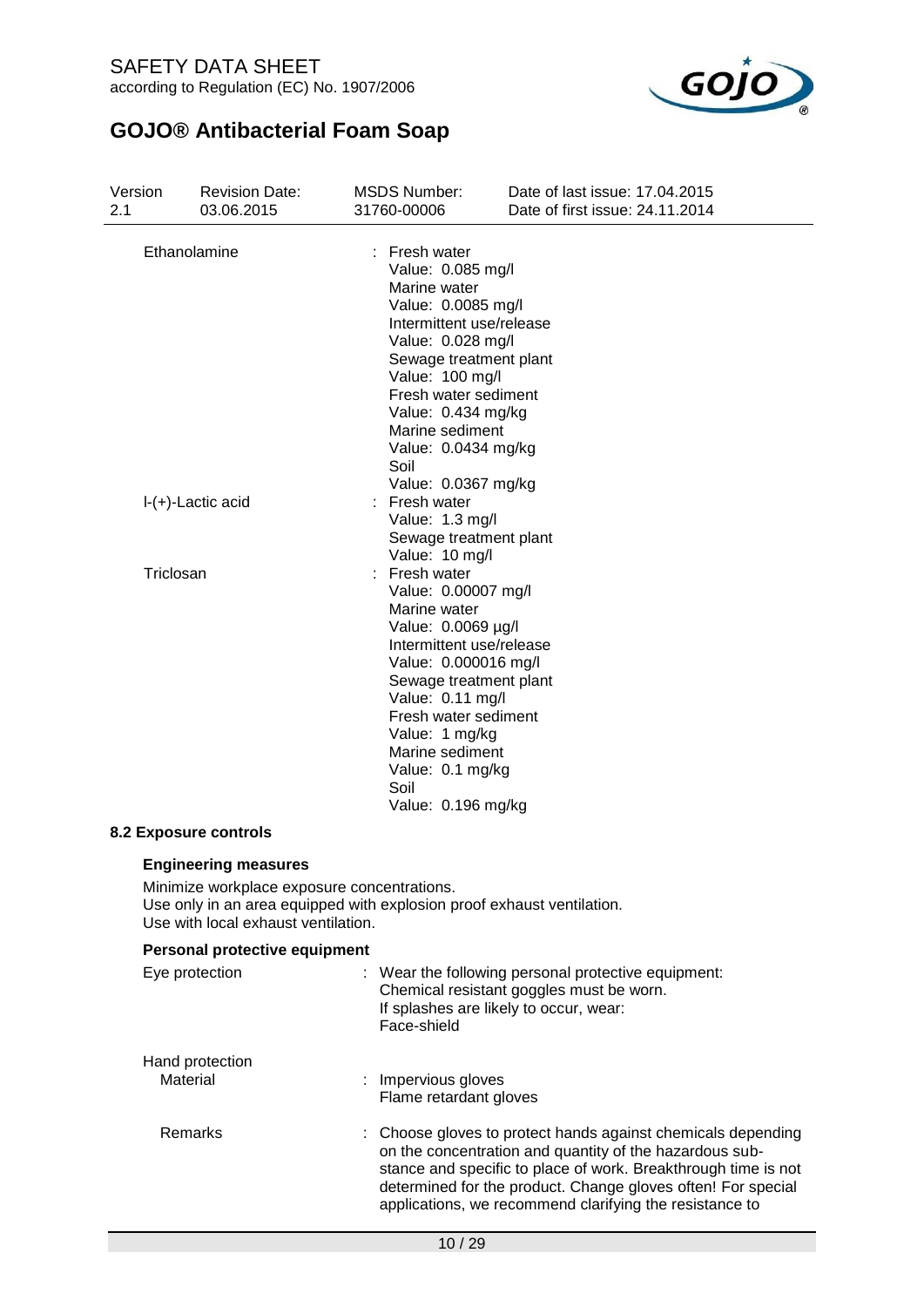| | |
|---|---|
| Ethanolamine | : Fresh water<br>Value: 0.085 mg/l<br>Marine water<br>Value: 0.0085 mg/l<br>Intermittent use/release<br>Value: 0.028 mg/l<br>Sewage treatment plant<br>Value: 100 mg/l<br>Fresh water sediment<br>Value: 0.434 mg/kg<br>Marine sediment<br>Value: 0.0434 mg/kg<br>Soil<br>Value: 0.0367 mg/kg |
| l-(+)-Lactic acid | : Fresh water<br>Value: 1.3 mg/l<br>Sewage treatment plant<br>Value: 10 mg/l |
| Triclosan | : Fresh water<br>Value: 0.00007 mg/l<br>Marine water<br>Value: 0.0069 µg/l<br>Intermittent use/release<br>Value: 0.000016 mg/l<br>Sewage treatment plant<br>Value: 0.11 mg/l<br>Fresh water sediment<br>Value: 1 mg/kg<br>Marine sediment<br>Value: 0.1 mg/kg<br>Soil<br>Value: 0.196 mg/kg |

### 8.2 Exposure controls

**Engineering measures**

Minimize workplace exposure concentrations.
Use only in an area equipped with explosion proof exhaust ventilation.
Use with local exhaust ventilation.

**Personal protective equipment**

| | |
|---|---|
| Eye protection | : Wear the following personal protective equipment:<br>Chemical resistant goggles must be worn.<br>If splashes are likely to occur, wear:<br>Face-shield |
| Hand protection<br>Material | : Impervious gloves<br>Flame retardant gloves |
| Remarks | : Choose gloves to protect hands against chemicals depending on the concentration and quantity of the hazardous substance and specific to place of work. Breakthrough time is not determined for the product. Change gloves often! For special applications, we recommend clarifying the resistance to |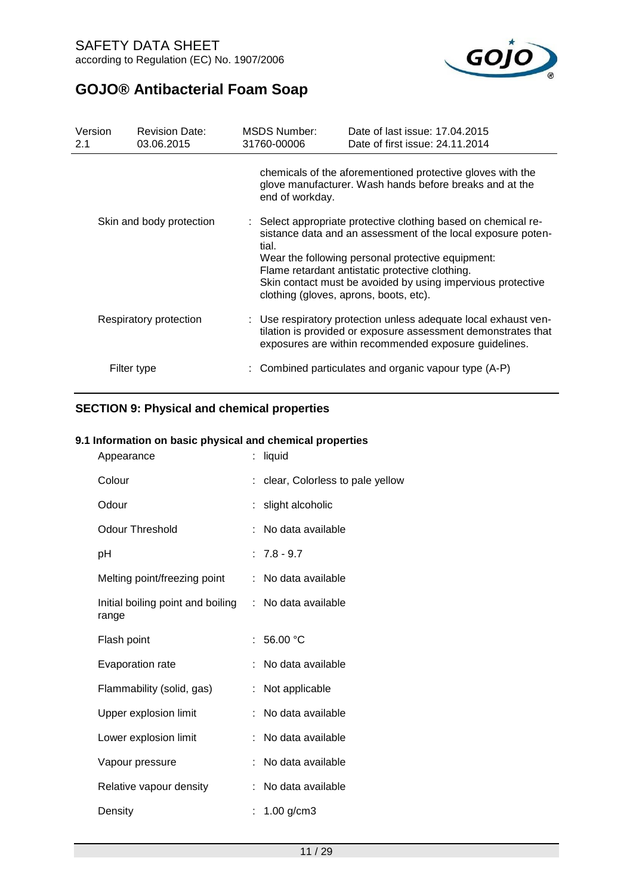| Version | Revision Date: | MSDS Number: | Date of last issue: 17.04.2015 |
|---|---|---|---|
| 2.1 | 03.06.2015 | 31760-00006 | Date of first issue: 24.11.2014 |

chemicals of the aforementioned protective gloves with the glove manufacturer. Wash hands before breaks and at the end of workday.

| | |
|---|---|
| Skin and body protection | : Select appropriate protective clothing based on chemical resistance data and an assessment of the local exposure potential. Wear the following personal protective equipment: Flame retardant antistatic protective clothing. Skin contact must be avoided by using impervious protective clothing (gloves, aprons, boots, etc). |
| Respiratory protection | : Use respiratory protection unless adequate local exhaust ventilation is provided or exposure assessment demonstrates that exposures are within recommended exposure guidelines. |
| Filter type | : Combined particulates and organic vapour type (A-P) |

## SECTION 9: Physical and chemical properties

### 9.1 Information on basic physical and chemical properties

| | |
|---|---|
| Appearance | : liquid |
| Colour | : clear, Colorless to pale yellow |
| Odour | : slight alcoholic |
| Odour Threshold | : No data available |
| pH | : 7.8 - 9.7 |
| Melting point/freezing point | : No data available |
| Initial boiling point and boiling range | : No data available |
| Flash point | : 56.00 °C |
| Evaporation rate | : No data available |
| Flammability (solid, gas) | : Not applicable |
| Upper explosion limit | : No data available |
| Lower explosion limit | : No data available |
| Vapour pressure | : No data available |
| Relative vapour density | : No data available |
| Density | : 1.00 g/cm3 |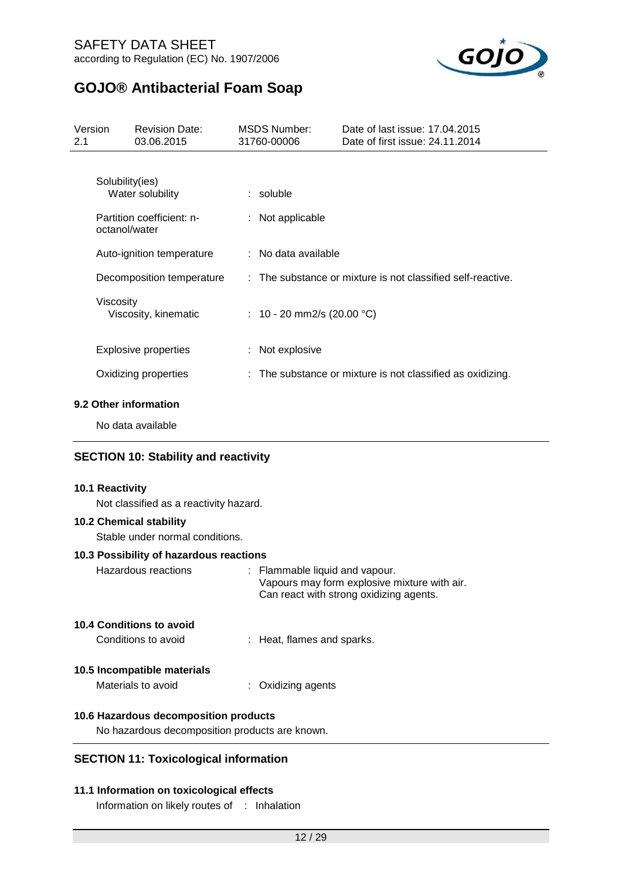| | |
|---|---|
| Solubility(ies) | |
| Water solubility | : soluble |
| Partition coefficient: n-octanol/water | : Not applicable |
| Auto-ignition temperature | : No data available |
| Decomposition temperature | : The substance or mixture is not classified self-reactive. |
| Viscosity | |
| Viscosity, kinematic | : 10 - 20 mm2/s (20.00 °C) |
| Explosive properties | : Not explosive |
| Oxidizing properties | : The substance or mixture is not classified as oxidizing. |

### 9.2 Other information

No data available

## SECTION 10: Stability and reactivity

### 10.1 Reactivity

Not classified as a reactivity hazard.

### 10.2 Chemical stability

Stable under normal conditions.

### 10.3 Possibility of hazardous reactions

| | |
|---|---|
| Hazardous reactions | : Flammable liquid and vapour.<br>Vapours may form explosive mixture with air.<br>Can react with strong oxidizing agents. |

### 10.4 Conditions to avoid

| | |
|---|---|
| Conditions to avoid | : Heat, flames and sparks. |

### 10.5 Incompatible materials

| | |
|---|---|
| Materials to avoid | : Oxidizing agents |

### 10.6 Hazardous decomposition products

No hazardous decomposition products are known.

## SECTION 11: Toxicological information

### 11.1 Information on toxicological effects

Information on likely routes of : Inhalation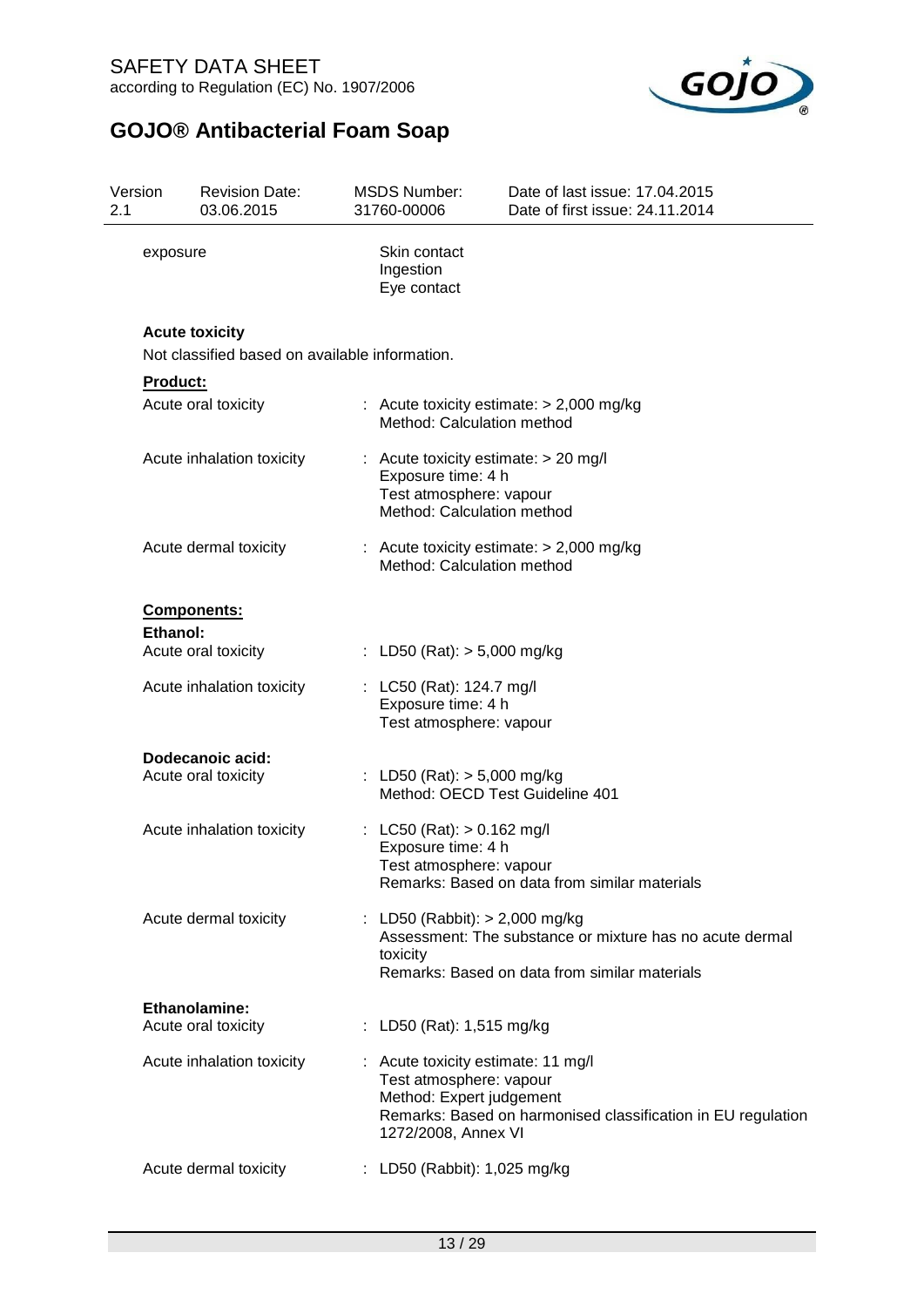| | |
|---|---|
| exposure | Skin contact<br>Ingestion<br>Eye contact |

**Acute toxicity**

Not classified based on available information.

**Product:**

| | |
|---|---|
| Acute oral toxicity | : Acute toxicity estimate: > 2,000 mg/kg<br>Method: Calculation method |
| Acute inhalation toxicity | : Acute toxicity estimate: > 20 mg/l<br>Exposure time: 4 h<br>Test atmosphere: vapour<br>Method: Calculation method |
| Acute dermal toxicity | : Acute toxicity estimate: > 2,000 mg/kg<br>Method: Calculation method |

**Components:**

**Ethanol:**

| | |
|---|---|
| Acute oral toxicity | : LD50 (Rat): > 5,000 mg/kg |
| Acute inhalation toxicity | : LC50 (Rat): 124.7 mg/l<br>Exposure time: 4 h<br>Test atmosphere: vapour |

**Dodecanoic acid:**

| | |
|---|---|
| Acute oral toxicity | : LD50 (Rat): > 5,000 mg/kg<br>Method: OECD Test Guideline 401 |
| Acute inhalation toxicity | : LC50 (Rat): > 0.162 mg/l<br>Exposure time: 4 h<br>Test atmosphere: vapour<br>Remarks: Based on data from similar materials |
| Acute dermal toxicity | : LD50 (Rabbit): > 2,000 mg/kg<br>Assessment: The substance or mixture has no acute dermal toxicity<br>Remarks: Based on data from similar materials |

**Ethanolamine:**

| | |
|---|---|
| Acute oral toxicity | : LD50 (Rat): 1,515 mg/kg |
| Acute inhalation toxicity | : Acute toxicity estimate: 11 mg/l<br>Test atmosphere: vapour<br>Method: Expert judgement<br>Remarks: Based on harmonised classification in EU regulation 1272/2008, Annex VI |
| Acute dermal toxicity | : LD50 (Rabbit): 1,025 mg/kg |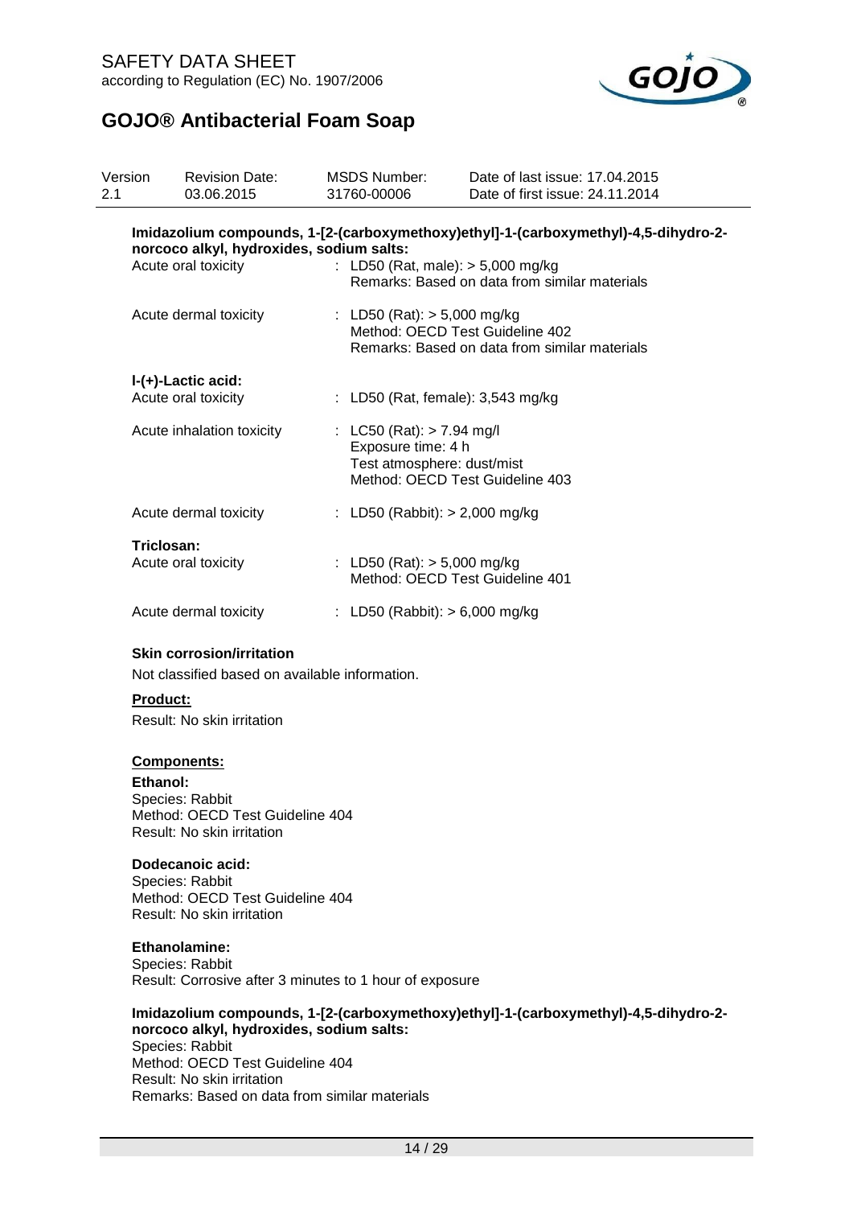**Imidazolium compounds, 1-[2-(carboxymethoxy)ethyl]-1-(carboxymethyl)-4,5-dihydro-2-norcoco alkyl, hydroxides, sodium salts:**

| | |
|---|---|
| Acute oral toxicity | : LD50 (Rat, male): > 5,000 mg/kg<br>Remarks: Based on data from similar materials |
| Acute dermal toxicity | : LD50 (Rat): > 5,000 mg/kg<br>Method: OECD Test Guideline 402<br>Remarks: Based on data from similar materials |

**l-(+)-Lactic acid:**

| | |
|---|---|
| Acute oral toxicity | : LD50 (Rat, female): 3,543 mg/kg |
| Acute inhalation toxicity | : LC50 (Rat): > 7.94 mg/l<br>Exposure time: 4 h<br>Test atmosphere: dust/mist<br>Method: OECD Test Guideline 403 |
| Acute dermal toxicity | : LD50 (Rabbit): > 2,000 mg/kg |

**Triclosan:**

| | |
|---|---|
| Acute oral toxicity | : LD50 (Rat): > 5,000 mg/kg<br>Method: OECD Test Guideline 401 |
| Acute dermal toxicity | : LD50 (Rabbit): > 6,000 mg/kg |

**Skin corrosion/irritation**

Not classified based on available information.

**Product:**

Result: No skin irritation

**Components:**

**Ethanol:**
Species: Rabbit
Method: OECD Test Guideline 404
Result: No skin irritation

**Dodecanoic acid:**
Species: Rabbit
Method: OECD Test Guideline 404
Result: No skin irritation

**Ethanolamine:**
Species: Rabbit
Result: Corrosive after 3 minutes to 1 hour of exposure

**Imidazolium compounds, 1-[2-(carboxymethoxy)ethyl]-1-(carboxymethyl)-4,5-dihydro-2-norcoco alkyl, hydroxides, sodium salts:**
Species: Rabbit
Method: OECD Test Guideline 404
Result: No skin irritation
Remarks: Based on data from similar materials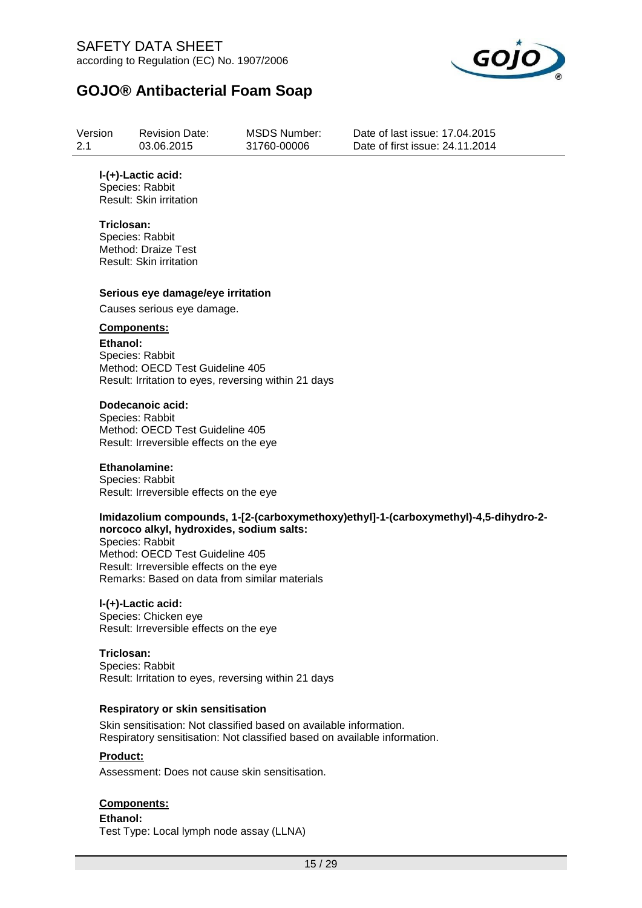**l-(+)-Lactic acid:**
Species: Rabbit
Result: Skin irritation

**Triclosan:**
Species: Rabbit
Method: Draize Test
Result: Skin irritation

**Serious eye damage/eye irritation**

Causes serious eye damage.

**Components:**

**Ethanol:**
Species: Rabbit
Method: OECD Test Guideline 405
Result: Irritation to eyes, reversing within 21 days

**Dodecanoic acid:**
Species: Rabbit
Method: OECD Test Guideline 405
Result: Irreversible effects on the eye

**Ethanolamine:**
Species: Rabbit
Result: Irreversible effects on the eye

**Imidazolium compounds, 1-[2-(carboxymethoxy)ethyl]-1-(carboxymethyl)-4,5-dihydro-2-norcoco alkyl, hydroxides, sodium salts:**
Species: Rabbit
Method: OECD Test Guideline 405
Result: Irreversible effects on the eye
Remarks: Based on data from similar materials

**l-(+)-Lactic acid:**
Species: Chicken eye
Result: Irreversible effects on the eye

**Triclosan:**
Species: Rabbit
Result: Irritation to eyes, reversing within 21 days

**Respiratory or skin sensitisation**

Skin sensitisation: Not classified based on available information.
Respiratory sensitisation: Not classified based on available information.

**Product:**

Assessment: Does not cause skin sensitisation.

**Components:**

**Ethanol:**
Test Type: Local lymph node assay (LLNA)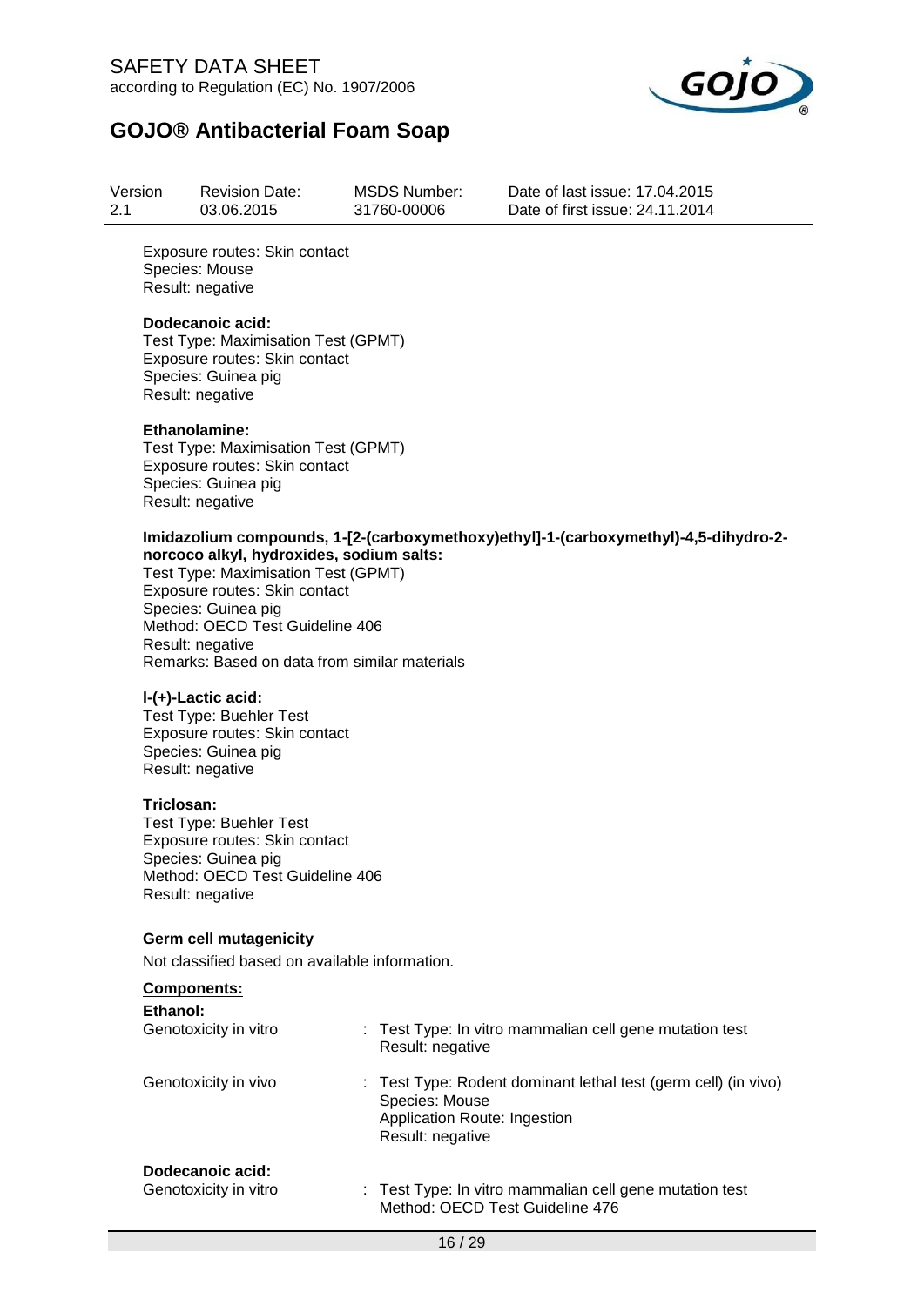Exposure routes: Skin contact
Species: Mouse
Result: negative

**Dodecanoic acid:**
Test Type: Maximisation Test (GPMT)
Exposure routes: Skin contact
Species: Guinea pig
Result: negative

**Ethanolamine:**
Test Type: Maximisation Test (GPMT)
Exposure routes: Skin contact
Species: Guinea pig
Result: negative

**Imidazolium compounds, 1-[2-(carboxymethoxy)ethyl]-1-(carboxymethyl)-4,5-dihydro-2-norcoco alkyl, hydroxides, sodium salts:**
Test Type: Maximisation Test (GPMT)
Exposure routes: Skin contact
Species: Guinea pig
Method: OECD Test Guideline 406
Result: negative
Remarks: Based on data from similar materials

**l-(+)-Lactic acid:**
Test Type: Buehler Test
Exposure routes: Skin contact
Species: Guinea pig
Result: negative

**Triclosan:**
Test Type: Buehler Test
Exposure routes: Skin contact
Species: Guinea pig
Method: OECD Test Guideline 406
Result: negative

**Germ cell mutagenicity**

Not classified based on available information.

**Components:**

**Ethanol:**

Genotoxicity in vitro : Test Type: In vitro mammalian cell gene mutation test
Result: negative

Genotoxicity in vivo : Test Type: Rodent dominant lethal test (germ cell) (in vivo)
Species: Mouse
Application Route: Ingestion
Result: negative

**Dodecanoic acid:**

Genotoxicity in vitro : Test Type: In vitro mammalian cell gene mutation test
Method: OECD Test Guideline 476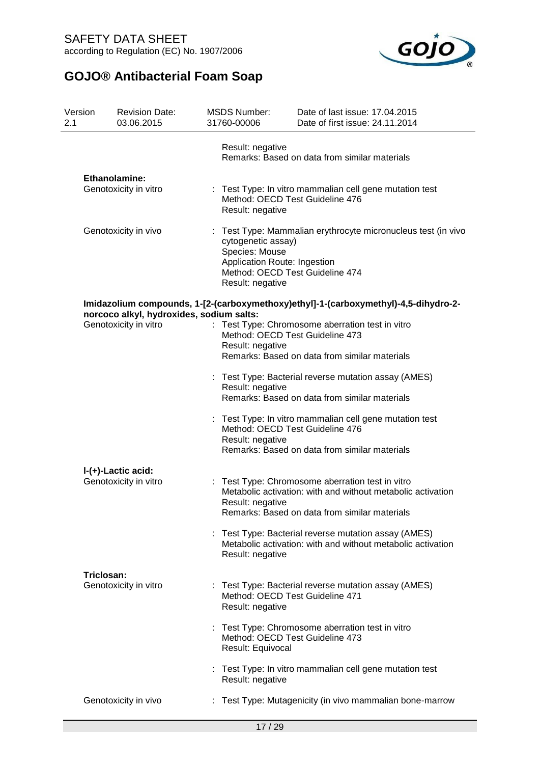Result: negative
Remarks: Based on data from similar materials

**Ethanolamine:**

Genotoxicity in vitro : Test Type: In vitro mammalian cell gene mutation test
Method: OECD Test Guideline 476
Result: negative

Genotoxicity in vivo : Test Type: Mammalian erythrocyte micronucleus test (in vivo cytogenetic assay)
Species: Mouse
Application Route: Ingestion
Method: OECD Test Guideline 474
Result: negative

**Imidazolium compounds, 1-[2-(carboxymethoxy)ethyl]-1-(carboxymethyl)-4,5-dihydro-2-norcoco alkyl, hydroxides, sodium salts:**

Genotoxicity in vitro : Test Type: Chromosome aberration test in vitro
Method: OECD Test Guideline 473
Result: negative
Remarks: Based on data from similar materials

: Test Type: Bacterial reverse mutation assay (AMES)
Result: negative
Remarks: Based on data from similar materials

: Test Type: In vitro mammalian cell gene mutation test
Method: OECD Test Guideline 476
Result: negative
Remarks: Based on data from similar materials

**l-(+)-Lactic acid:**

Genotoxicity in vitro : Test Type: Chromosome aberration test in vitro
Metabolic activation: with and without metabolic activation
Result: negative
Remarks: Based on data from similar materials

: Test Type: Bacterial reverse mutation assay (AMES)
Metabolic activation: with and without metabolic activation
Result: negative

**Triclosan:**

Genotoxicity in vitro : Test Type: Bacterial reverse mutation assay (AMES)
Method: OECD Test Guideline 471
Result: negative

: Test Type: Chromosome aberration test in vitro
Method: OECD Test Guideline 473
Result: Equivocal

: Test Type: In vitro mammalian cell gene mutation test
Result: negative

Genotoxicity in vivo : Test Type: Mutagenicity (in vivo mammalian bone-marrow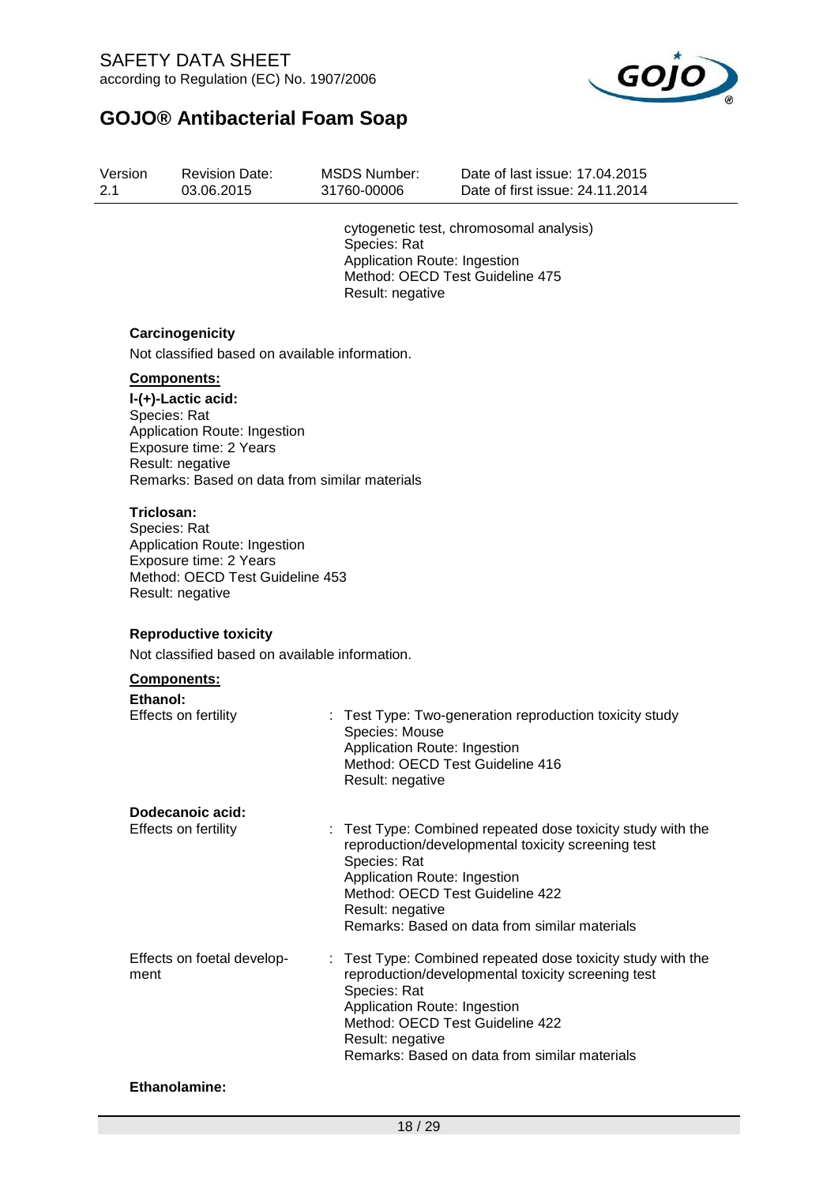cytogenetic test, chromosomal analysis)
Species: Rat
Application Route: Ingestion
Method: OECD Test Guideline 475
Result: negative

**Carcinogenicity**

Not classified based on available information.

**Components:**

**l-(+)-Lactic acid:**
Species: Rat
Application Route: Ingestion
Exposure time: 2 Years
Result: negative
Remarks: Based on data from similar materials

**Triclosan:**
Species: Rat
Application Route: Ingestion
Exposure time: 2 Years
Method: OECD Test Guideline 453
Result: negative

**Reproductive toxicity**

Not classified based on available information.

**Components:**

**Ethanol:**

Effects on fertility : Test Type: Two-generation reproduction toxicity study
Species: Mouse
Application Route: Ingestion
Method: OECD Test Guideline 416
Result: negative

**Dodecanoic acid:**

Effects on fertility : Test Type: Combined repeated dose toxicity study with the reproduction/developmental toxicity screening test
Species: Rat
Application Route: Ingestion
Method: OECD Test Guideline 422
Result: negative
Remarks: Based on data from similar materials

Effects on foetal development : Test Type: Combined repeated dose toxicity study with the reproduction/developmental toxicity screening test
Species: Rat
Application Route: Ingestion
Method: OECD Test Guideline 422
Result: negative
Remarks: Based on data from similar materials

**Ethanolamine:**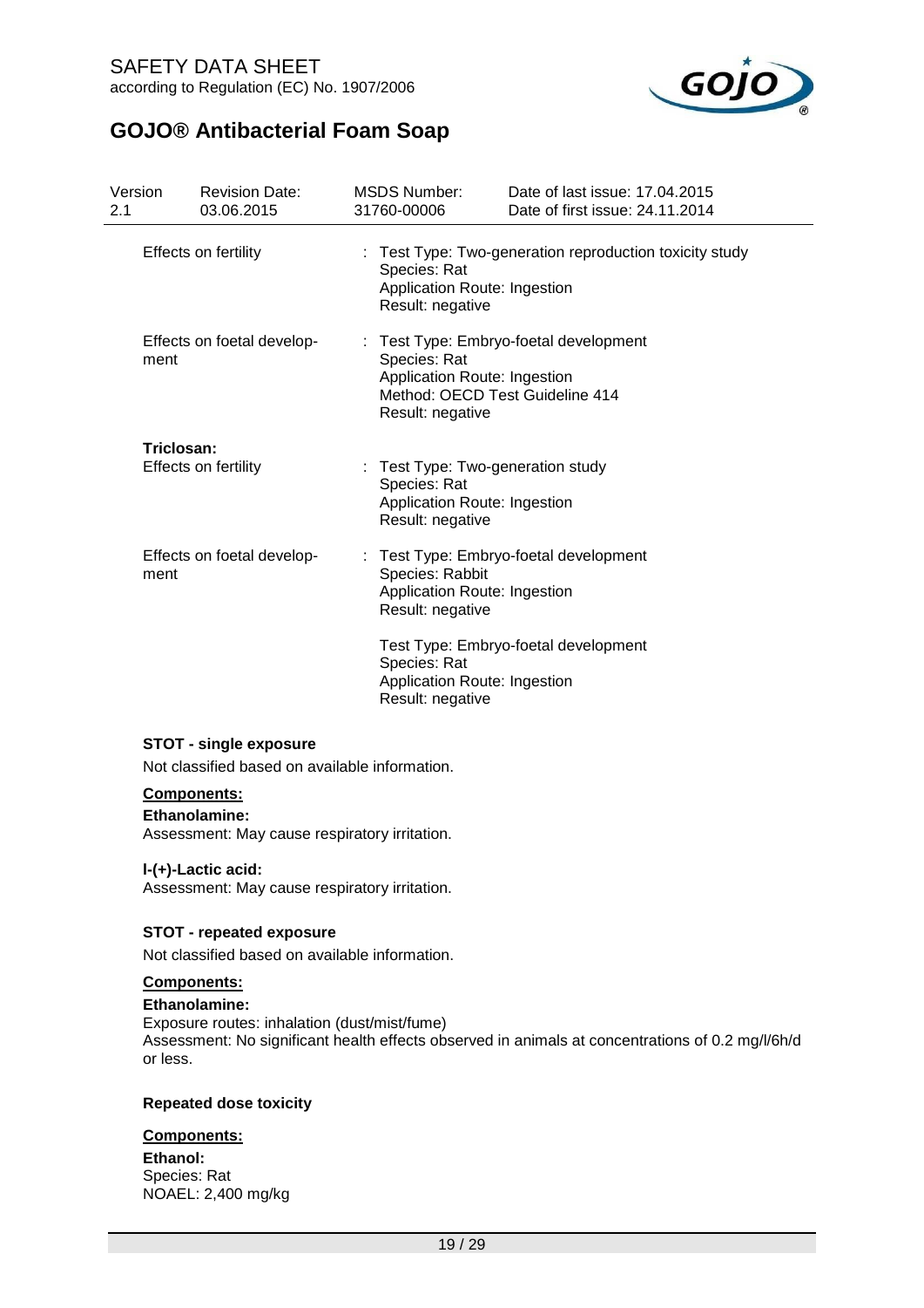Effects on fertility : Test Type: Two-generation reproduction toxicity study
Species: Rat
Application Route: Ingestion
Result: negative

Effects on foetal development : Test Type: Embryo-foetal development
Species: Rat
Application Route: Ingestion
Method: OECD Test Guideline 414
Result: negative

**Triclosan:**

Effects on fertility : Test Type: Two-generation study
Species: Rat
Application Route: Ingestion
Result: negative

Effects on foetal development : Test Type: Embryo-foetal development
Species: Rabbit
Application Route: Ingestion
Result: negative

Test Type: Embryo-foetal development
Species: Rat
Application Route: Ingestion
Result: negative

**STOT - single exposure**

Not classified based on available information.

**Components:**

**Ethanolamine:**

Assessment: May cause respiratory irritation.

**l-(+)-Lactic acid:**

Assessment: May cause respiratory irritation.

**STOT - repeated exposure**

Not classified based on available information.

**Components:**

**Ethanolamine:**

Exposure routes: inhalation (dust/mist/fume)
Assessment: No significant health effects observed in animals at concentrations of 0.2 mg/l/6h/d or less.

**Repeated dose toxicity**

**Components:**

**Ethanol:**

Species: Rat
NOAEL: 2,400 mg/kg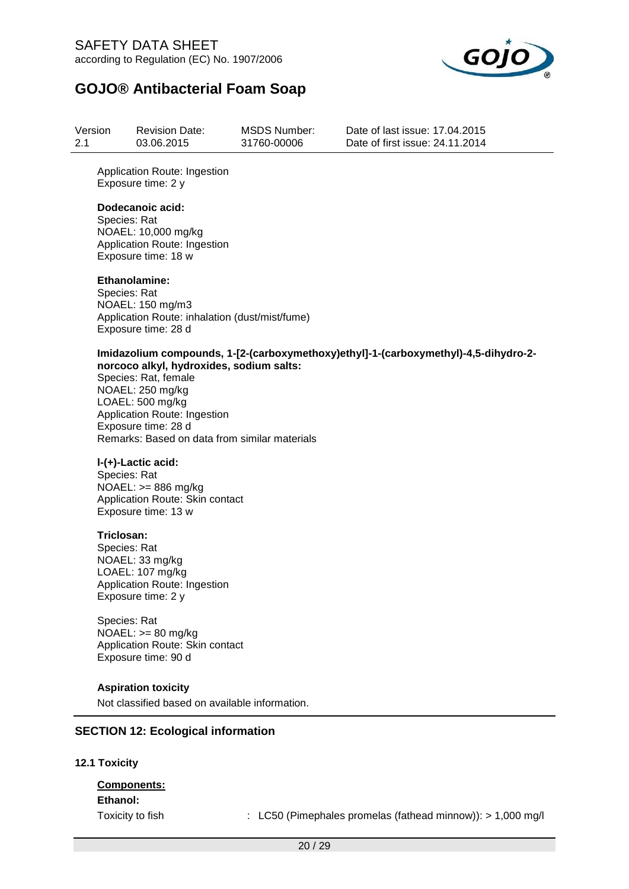Application Route: Ingestion
Exposure time: 2 y

**Dodecanoic acid:**
Species: Rat
NOAEL: 10,000 mg/kg
Application Route: Ingestion
Exposure time: 18 w

**Ethanolamine:**
Species: Rat
NOAEL: 150 mg/m3
Application Route: inhalation (dust/mist/fume)
Exposure time: 28 d

**Imidazolium compounds, 1-[2-(carboxymethoxy)ethyl]-1-(carboxymethyl)-4,5-dihydro-2-norcoco alkyl, hydroxides, sodium salts:**
Species: Rat, female
NOAEL: 250 mg/kg
LOAEL: 500 mg/kg
Application Route: Ingestion
Exposure time: 28 d
Remarks: Based on data from similar materials

**l-(+)-Lactic acid:**
Species: Rat
NOAEL: >= 886 mg/kg
Application Route: Skin contact
Exposure time: 13 w

**Triclosan:**
Species: Rat
NOAEL: 33 mg/kg
LOAEL: 107 mg/kg
Application Route: Ingestion
Exposure time: 2 y

Species: Rat
NOAEL: >= 80 mg/kg
Application Route: Skin contact
Exposure time: 90 d

**Aspiration toxicity**

Not classified based on available information.

## SECTION 12: Ecological information

### 12.1 Toxicity

**Components:**

**Ethanol:**

Toxicity to fish : LC50 (Pimephales promelas (fathead minnow)): > 1,000 mg/l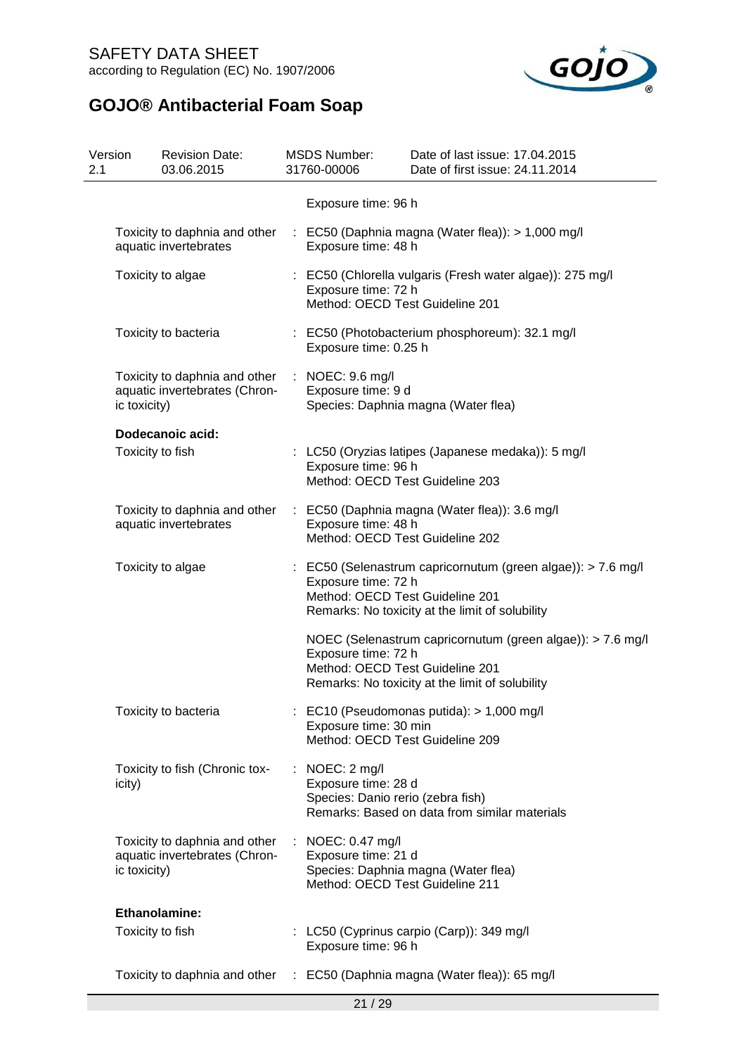Exposure time: 96 h

| | |
|---|---|
| Toxicity to daphnia and other aquatic invertebrates | : EC50 (Daphnia magna (Water flea)): > 1,000 mg/l<br>Exposure time: 48 h |
| Toxicity to algae | : EC50 (Chlorella vulgaris (Fresh water algae)): 275 mg/l<br>Exposure time: 72 h<br>Method: OECD Test Guideline 201 |
| Toxicity to bacteria | : EC50 (Photobacterium phosphoreum): 32.1 mg/l<br>Exposure time: 0.25 h |
| Toxicity to daphnia and other aquatic invertebrates (Chronic toxicity) | : NOEC: 9.6 mg/l<br>Exposure time: 9 d<br>Species: Daphnia magna (Water flea) |

**Dodecanoic acid:**

| | |
|---|---|
| Toxicity to fish | : LC50 (Oryzias latipes (Japanese medaka)): 5 mg/l<br>Exposure time: 96 h<br>Method: OECD Test Guideline 203 |
| Toxicity to daphnia and other aquatic invertebrates | : EC50 (Daphnia magna (Water flea)): 3.6 mg/l<br>Exposure time: 48 h<br>Method: OECD Test Guideline 202 |
| Toxicity to algae | : EC50 (Selenastrum capricornutum (green algae)): > 7.6 mg/l<br>Exposure time: 72 h<br>Method: OECD Test Guideline 201<br>Remarks: No toxicity at the limit of solubility<br><br>NOEC (Selenastrum capricornutum (green algae)): > 7.6 mg/l<br>Exposure time: 72 h<br>Method: OECD Test Guideline 201<br>Remarks: No toxicity at the limit of solubility |
| Toxicity to bacteria | : EC10 (Pseudomonas putida): > 1,000 mg/l<br>Exposure time: 30 min<br>Method: OECD Test Guideline 209 |
| Toxicity to fish (Chronic toxicity) | : NOEC: 2 mg/l<br>Exposure time: 28 d<br>Species: Danio rerio (zebra fish)<br>Remarks: Based on data from similar materials |
| Toxicity to daphnia and other aquatic invertebrates (Chronic toxicity) | : NOEC: 0.47 mg/l<br>Exposure time: 21 d<br>Species: Daphnia magna (Water flea)<br>Method: OECD Test Guideline 211 |

**Ethanolamine:**

| | |
|---|---|
| Toxicity to fish | : LC50 (Cyprinus carpio (Carp)): 349 mg/l<br>Exposure time: 96 h |
| Toxicity to daphnia and other | : EC50 (Daphnia magna (Water flea)): 65 mg/l |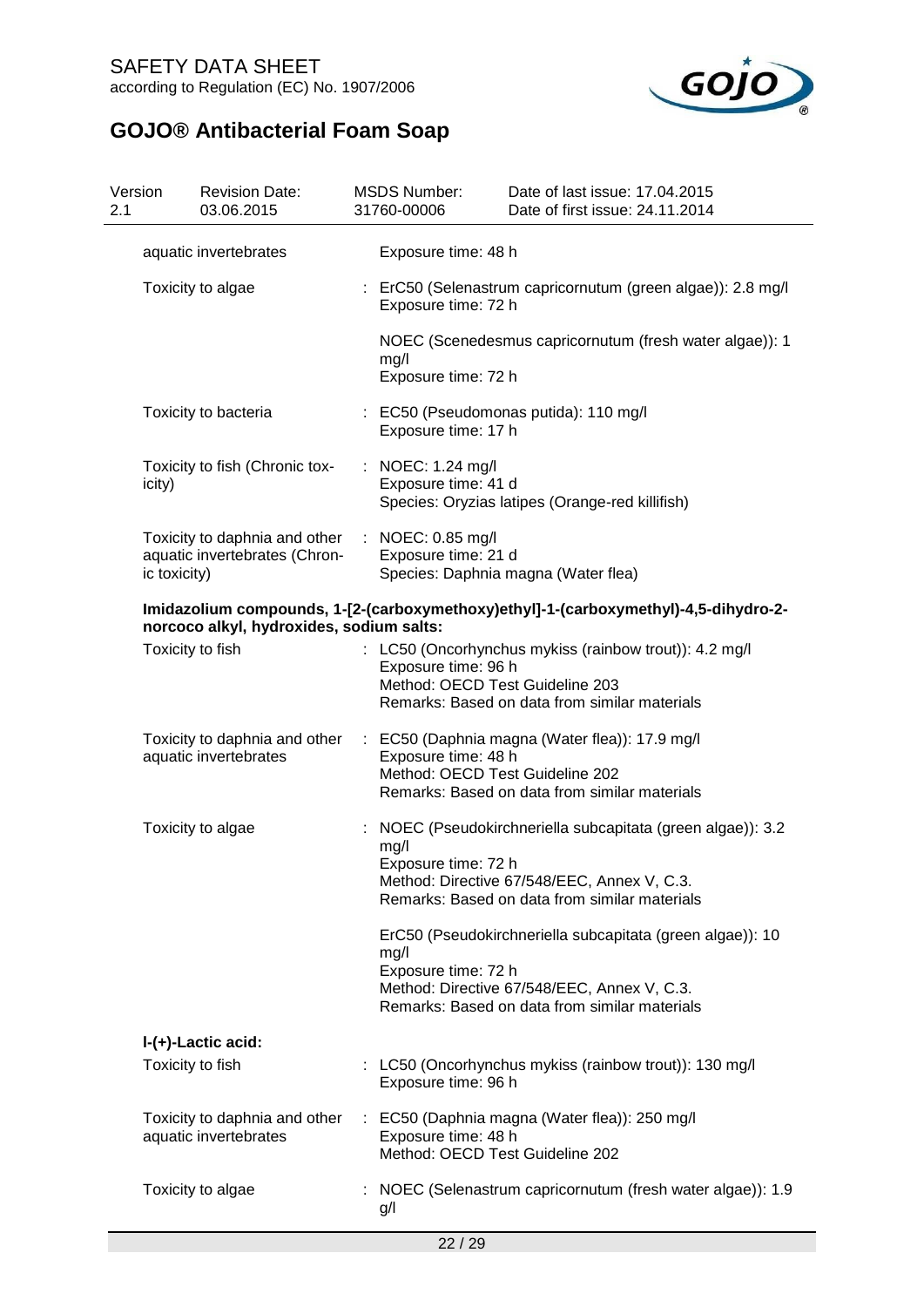| | |
|---|---|
| aquatic invertebrates | Exposure time: 48 h |
| Toxicity to algae | : ErC50 (Selenastrum capricornutum (green algae)): 2.8 mg/l<br>Exposure time: 72 h<br><br>NOEC (Scenedesmus capricornutum (fresh water algae)): 1 mg/l<br>Exposure time: 72 h |
| Toxicity to bacteria | : EC50 (Pseudomonas putida): 110 mg/l<br>Exposure time: 17 h |
| Toxicity to fish (Chronic toxicity) | : NOEC: 1.24 mg/l<br>Exposure time: 41 d<br>Species: Oryzias latipes (Orange-red killifish) |
| Toxicity to daphnia and other aquatic invertebrates (Chronic toxicity) | : NOEC: 0.85 mg/l<br>Exposure time: 21 d<br>Species: Daphnia magna (Water flea) |

**Imidazolium compounds, 1-[2-(carboxymethoxy)ethyl]-1-(carboxymethyl)-4,5-dihydro-2-norcoco alkyl, hydroxides, sodium salts:**

| | |
|---|---|
| Toxicity to fish | : LC50 (Oncorhynchus mykiss (rainbow trout)): 4.2 mg/l<br>Exposure time: 96 h<br>Method: OECD Test Guideline 203<br>Remarks: Based on data from similar materials |
| Toxicity to daphnia and other aquatic invertebrates | : EC50 (Daphnia magna (Water flea)): 17.9 mg/l<br>Exposure time: 48 h<br>Method: OECD Test Guideline 202<br>Remarks: Based on data from similar materials |
| Toxicity to algae | : NOEC (Pseudokirchneriella subcapitata (green algae)): 3.2 mg/l<br>Exposure time: 72 h<br>Method: Directive 67/548/EEC, Annex V, C.3.<br>Remarks: Based on data from similar materials<br><br>ErC50 (Pseudokirchneriella subcapitata (green algae)): 10 mg/l<br>Exposure time: 72 h<br>Method: Directive 67/548/EEC, Annex V, C.3.<br>Remarks: Based on data from similar materials |

**l-(+)-Lactic acid:**

| | |
|---|---|
| Toxicity to fish | : LC50 (Oncorhynchus mykiss (rainbow trout)): 130 mg/l<br>Exposure time: 96 h |
| Toxicity to daphnia and other aquatic invertebrates | : EC50 (Daphnia magna (Water flea)): 250 mg/l<br>Exposure time: 48 h<br>Method: OECD Test Guideline 202 |
| Toxicity to algae | : NOEC (Selenastrum capricornutum (fresh water algae)): 1.9 g/l |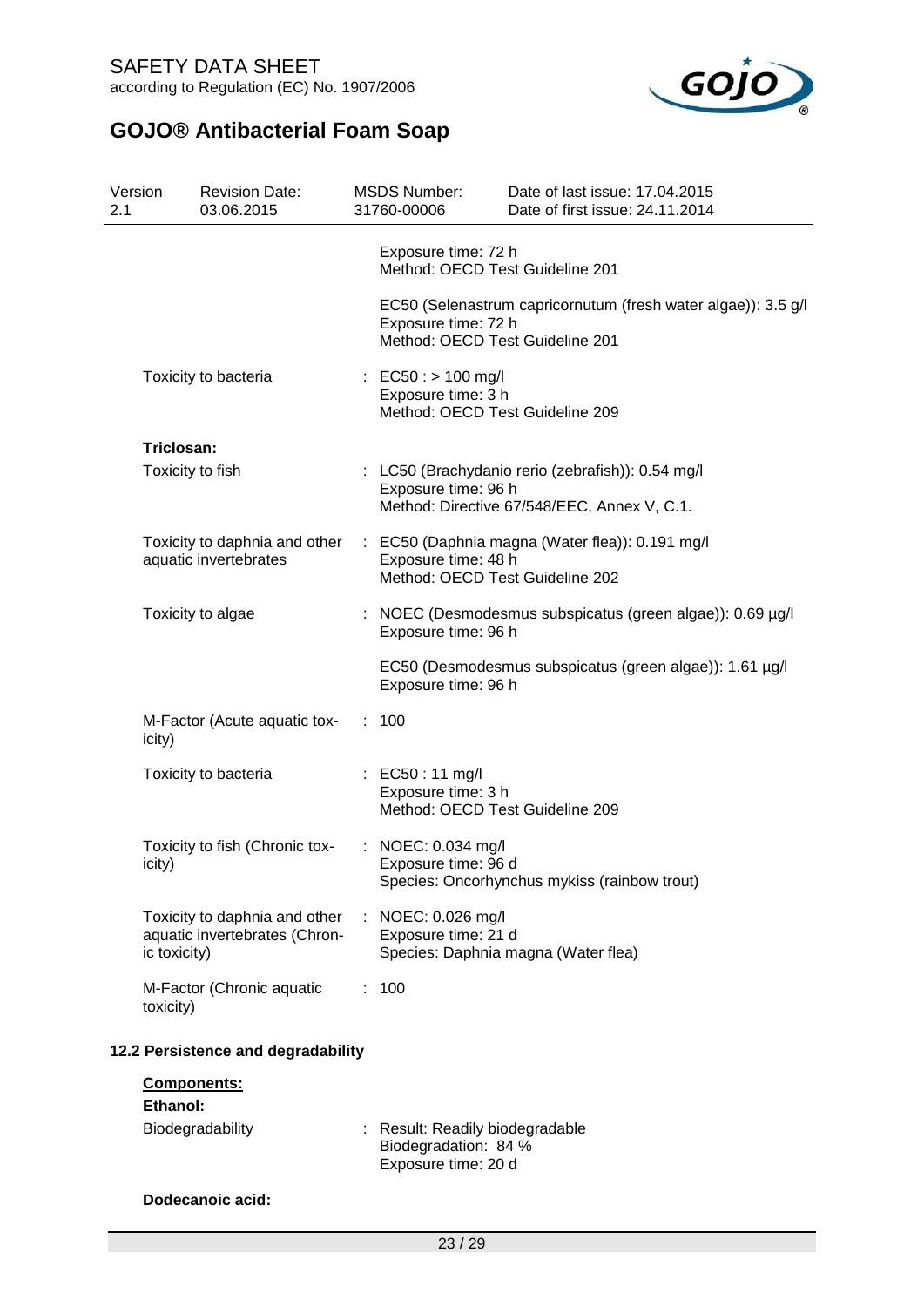| | |
|---|---|
| | Exposure time: 72 h<br>Method: OECD Test Guideline 201 |
| | EC50 (Selenastrum capricornutum (fresh water algae)): 3.5 g/l<br>Exposure time: 72 h<br>Method: OECD Test Guideline 201 |
| Toxicity to bacteria | : EC50 : > 100 mg/l<br>Exposure time: 3 h<br>Method: OECD Test Guideline 209 |

**Triclosan:**

| | |
|---|---|
| Toxicity to fish | : LC50 (Brachydanio rerio (zebrafish)): 0.54 mg/l<br>Exposure time: 96 h<br>Method: Directive 67/548/EEC, Annex V, C.1. |
| Toxicity to daphnia and other aquatic invertebrates | : EC50 (Daphnia magna (Water flea)): 0.191 mg/l<br>Exposure time: 48 h<br>Method: OECD Test Guideline 202 |
| Toxicity to algae | : NOEC (Desmodesmus subspicatus (green algae)): 0.69 µg/l<br>Exposure time: 96 h |
| | EC50 (Desmodesmus subspicatus (green algae)): 1.61 µg/l<br>Exposure time: 96 h |
| M-Factor (Acute aquatic toxicity) | : 100 |
| Toxicity to bacteria | : EC50 : 11 mg/l<br>Exposure time: 3 h<br>Method: OECD Test Guideline 209 |
| Toxicity to fish (Chronic toxicity) | : NOEC: 0.034 mg/l<br>Exposure time: 96 d<br>Species: Oncorhynchus mykiss (rainbow trout) |
| Toxicity to daphnia and other aquatic invertebrates (Chronic toxicity) | : NOEC: 0.026 mg/l<br>Exposure time: 21 d<br>Species: Daphnia magna (Water flea) |
| M-Factor (Chronic aquatic toxicity) | : 100 |

### 12.2 Persistence and degradability

**Components:**

**Ethanol:**

| | |
|---|---|
| Biodegradability | : Result: Readily biodegradable<br>Biodegradation: 84 %<br>Exposure time: 20 d |

**Dodecanoic acid:**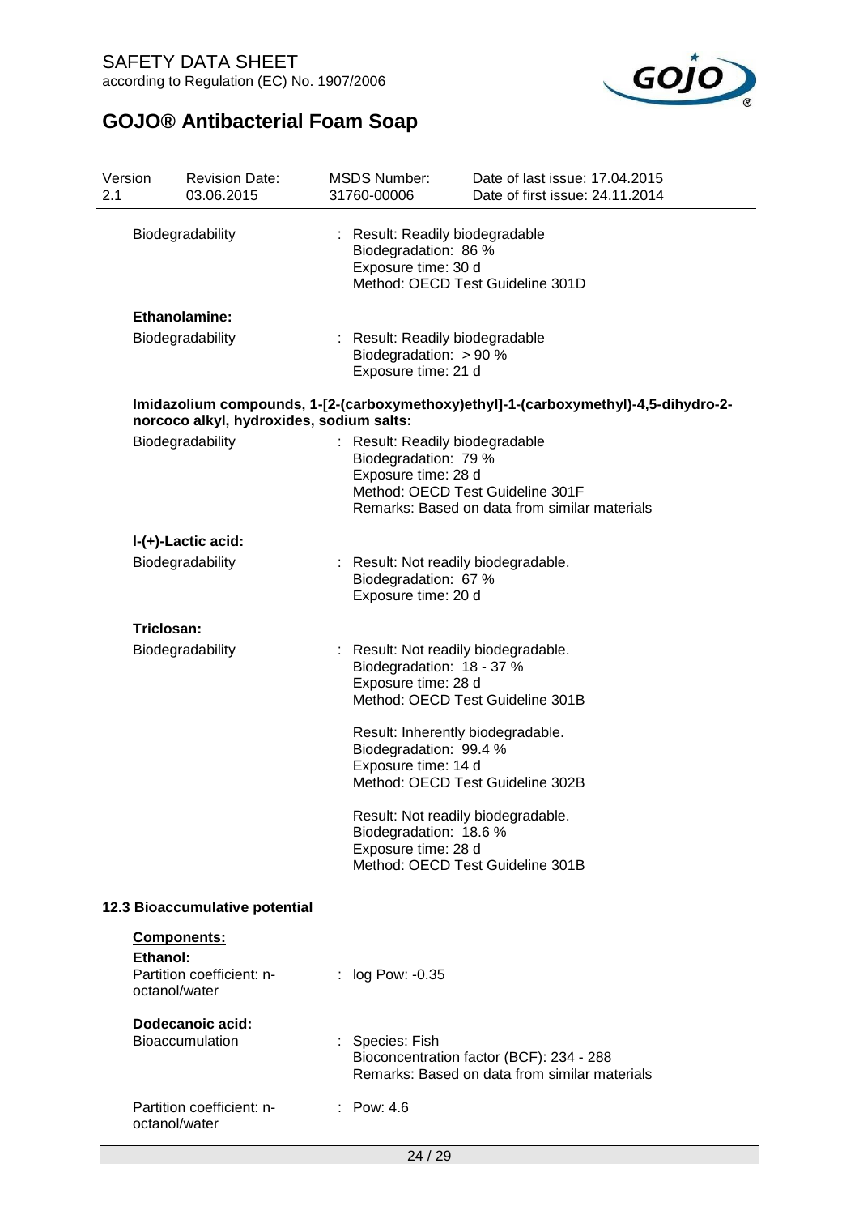| | |
|---|---|
| Biodegradability | : Result: Readily biodegradable<br>Biodegradation: 86 %<br>Exposure time: 30 d<br>Method: OECD Test Guideline 301D |

**Ethanolamine:**

| | |
|---|---|
| Biodegradability | : Result: Readily biodegradable<br>Biodegradation: > 90 %<br>Exposure time: 21 d |

**Imidazolium compounds, 1-[2-(carboxymethoxy)ethyl]-1-(carboxymethyl)-4,5-dihydro-2-norcoco alkyl, hydroxides, sodium salts:**

| | |
|---|---|
| Biodegradability | : Result: Readily biodegradable<br>Biodegradation: 79 %<br>Exposure time: 28 d<br>Method: OECD Test Guideline 301F<br>Remarks: Based on data from similar materials |

**l-(+)-Lactic acid:**

| | |
|---|---|
| Biodegradability | : Result: Not readily biodegradable.<br>Biodegradation: 67 %<br>Exposure time: 20 d |

**Triclosan:**

| | |
|---|---|
| Biodegradability | : Result: Not readily biodegradable.<br>Biodegradation: 18 - 37 %<br>Exposure time: 28 d<br>Method: OECD Test Guideline 301B<br><br>Result: Inherently biodegradable.<br>Biodegradation: 99.4 %<br>Exposure time: 14 d<br>Method: OECD Test Guideline 302B<br><br>Result: Not readily biodegradable.<br>Biodegradation: 18.6 %<br>Exposure time: 28 d<br>Method: OECD Test Guideline 301B |

### 12.3 Bioaccumulative potential

**Components:**

**Ethanol:**

| | |
|---|---|
| Partition coefficient: n-octanol/water | : log Pow: -0.35 |

**Dodecanoic acid:**

| | |
|---|---|
| Bioaccumulation | : Species: Fish<br>Bioconcentration factor (BCF): 234 - 288<br>Remarks: Based on data from similar materials |
| Partition coefficient: n-octanol/water | : Pow: 4.6 |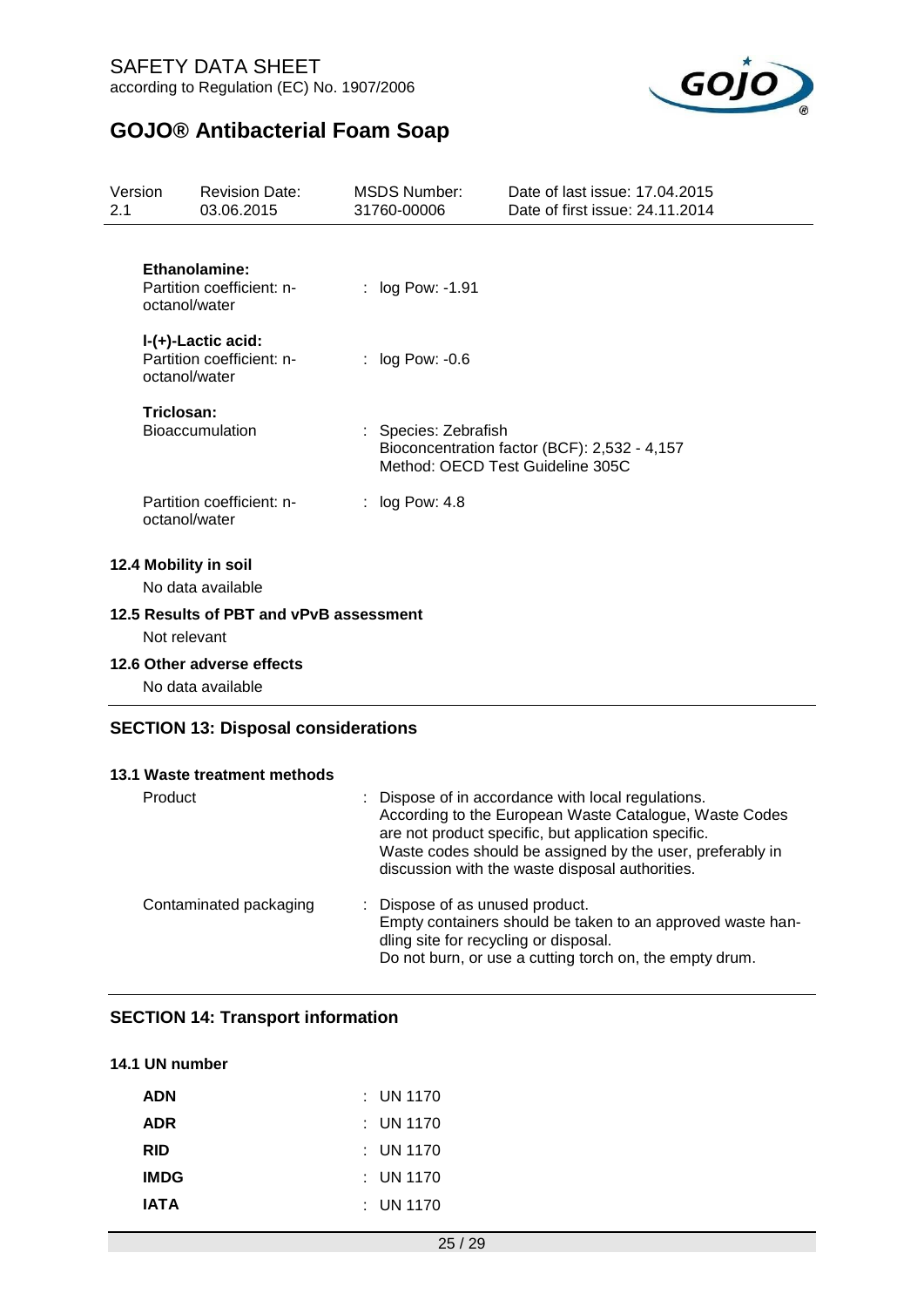**Ethanolamine:**

Partition coefficient: n-octanol/water : log Pow: -1.91

**l-(+)-Lactic acid:**

Partition coefficient: n-octanol/water : log Pow: -0.6

**Triclosan:**

Bioaccumulation : Species: Zebrafish
Bioconcentration factor (BCF): 2,532 - 4,157
Method: OECD Test Guideline 305C

Partition coefficient: n-octanol/water : log Pow: 4.8

### 12.4 Mobility in soil

No data available

### 12.5 Results of PBT and vPvB assessment

Not relevant

### 12.6 Other adverse effects

No data available

## SECTION 13: Disposal considerations

### 13.1 Waste treatment methods

Product : Dispose of in accordance with local regulations.
According to the European Waste Catalogue, Waste Codes are not product specific, but application specific.
Waste codes should be assigned by the user, preferably in discussion with the waste disposal authorities.

Contaminated packaging : Dispose of as unused product.
Empty containers should be taken to an approved waste handling site for recycling or disposal.
Do not burn, or use a cutting torch on, the empty drum.

## SECTION 14: Transport information

### 14.1 UN number

**ADN** : UN 1170

**ADR** : UN 1170

**RID** : UN 1170

**IMDG** : UN 1170

**IATA** : UN 1170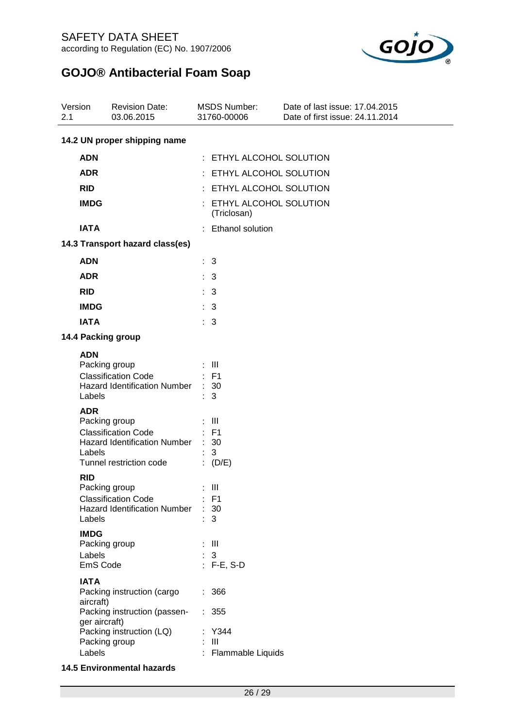### 14.2 UN proper shipping name

| | |
|---|---|
| **ADN** | : ETHYL ALCOHOL SOLUTION |
| **ADR** | : ETHYL ALCOHOL SOLUTION |
| **RID** | : ETHYL ALCOHOL SOLUTION |
| **IMDG** | : ETHYL ALCOHOL SOLUTION (Triclosan) |
| **IATA** | : Ethanol solution |

### 14.3 Transport hazard class(es)

| | |
|---|---|
| **ADN** | : 3 |
| **ADR** | : 3 |
| **RID** | : 3 |
| **IMDG** | : 3 |
| **IATA** | : 3 |

### 14.4 Packing group

**ADN**

| | |
|---|---|
| Packing group | : III |
| Classification Code | : F1 |
| Hazard Identification Number | : 30 |
| Labels | : 3 |

**ADR**

| | |
|---|---|
| Packing group | : III |
| Classification Code | : F1 |
| Hazard Identification Number | : 30 |
| Labels | : 3 |
| Tunnel restriction code | : (D/E) |

**RID**

| | |
|---|---|
| Packing group | : III |
| Classification Code | : F1 |
| Hazard Identification Number | : 30 |
| Labels | : 3 |

**IMDG**

| | |
|---|---|
| Packing group | : III |
| Labels | : 3 |
| EmS Code | : F-E, S-D |

**IATA**

| | |
|---|---|
| Packing instruction (cargo aircraft) | : 366 |
| Packing instruction (passenger aircraft) | : 355 |
| Packing instruction (LQ) | : Y344 |
| Packing group | : III |
| Labels | : Flammable Liquids |

### 14.5 Environmental hazards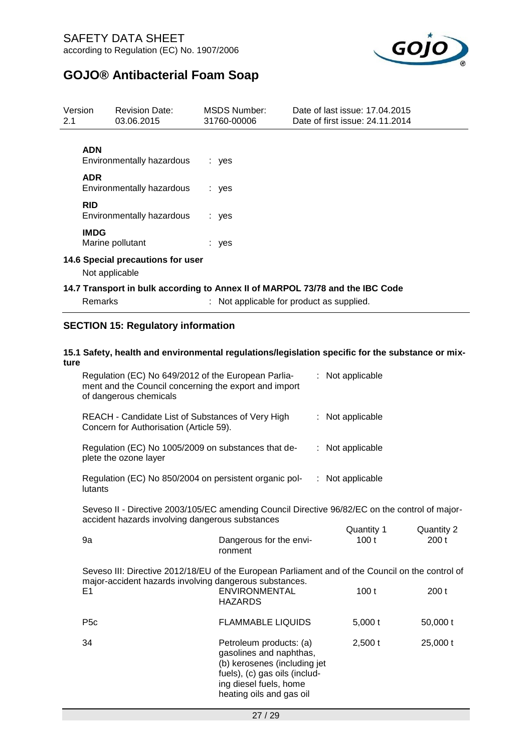**ADN**

Environmentally hazardous : yes

**ADR**

Environmentally hazardous : yes

**RID**

Environmentally hazardous : yes

**IMDG**

Marine pollutant : yes

**14.6 Special precautions for user**

Not applicable

**14.7 Transport in bulk according to Annex II of MARPOL 73/78 and the IBC Code**

Remarks : Not applicable for product as supplied.

## SECTION 15: Regulatory information

**15.1 Safety, health and environmental regulations/legislation specific for the substance or mixture**

Regulation (EC) No 649/2012 of the European Parliament and the Council concerning the export and import of dangerous chemicals : Not applicable

REACH - Candidate List of Substances of Very High Concern for Authorisation (Article 59). : Not applicable

Regulation (EC) No 1005/2009 on substances that deplete the ozone layer : Not applicable

Regulation (EC) No 850/2004 on persistent organic pollutants : Not applicable

Seveso II - Directive 2003/105/EC amending Council Directive 96/82/EC on the control of major-accident hazards involving dangerous substances

| | | Quantity 1 | Quantity 2 |
|---|---|---|---|
| 9a | Dangerous for the environment | 100 t | 200 t |

Seveso III: Directive 2012/18/EU of the European Parliament and of the Council on the control of major-accident hazards involving dangerous substances.

| | | | |
|---|---|---|---|
| E1 | ENVIRONMENTAL HAZARDS | 100 t | 200 t |
| P5c | FLAMMABLE LIQUIDS | 5,000 t | 50,000 t |
| 34 | Petroleum products: (a) gasolines and naphthas, (b) kerosenes (including jet fuels), (c) gas oils (including diesel fuels, home heating oils and gas oil | 2,500 t | 25,000 t |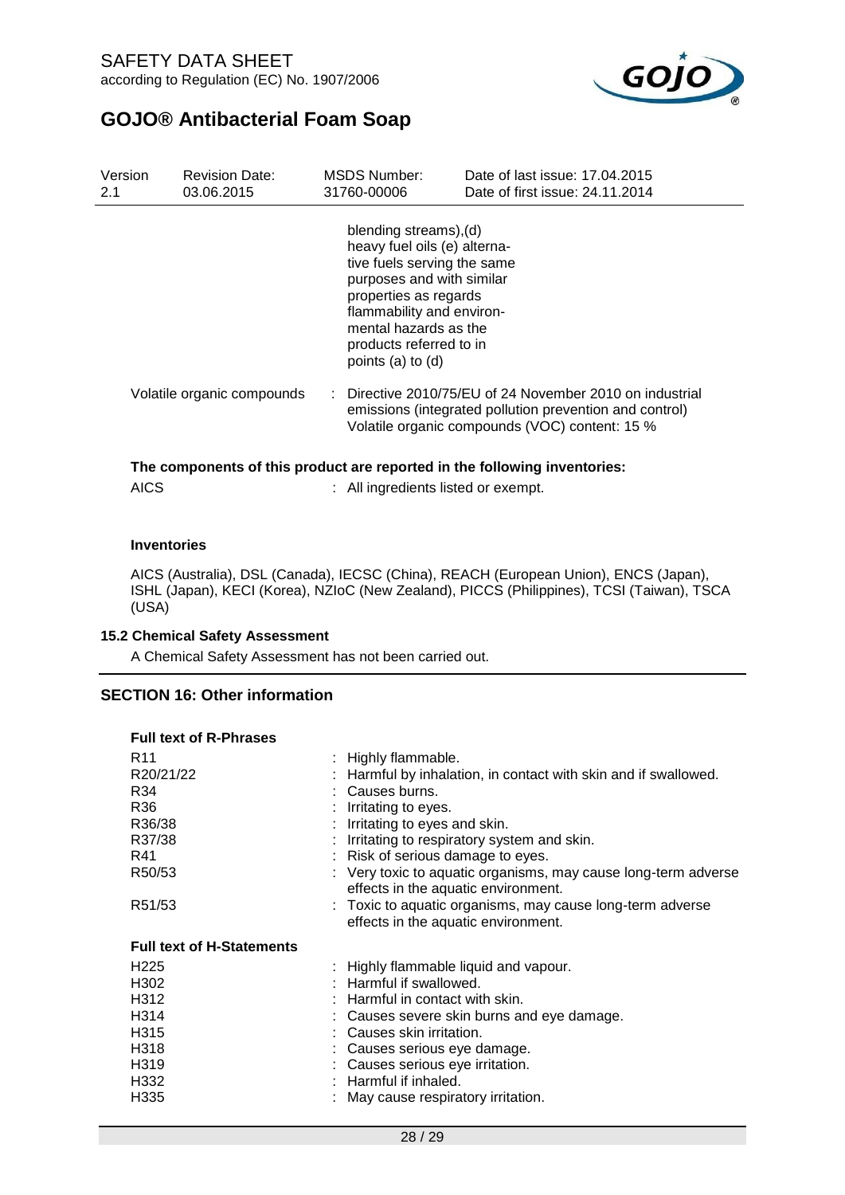| | | |
|---|---|---|
| | | blending streams),(d) heavy fuel oils (e) alternative fuels serving the same purposes and with similar properties as regards flammability and environmental hazards as the products referred to in points (a) to (d) |
| Volatile organic compounds | : | Directive 2010/75/EU of 24 November 2010 on industrial emissions (integrated pollution prevention and control) Volatile organic compounds (VOC) content: 15 % |

**The components of this product are reported in the following inventories:**

AICS : All ingredients listed or exempt.

**Inventories**

AICS (Australia), DSL (Canada), IECSC (China), REACH (European Union), ENCS (Japan), ISHL (Japan), KECI (Korea), NZIoC (New Zealand), PICCS (Philippines), TCSI (Taiwan), TSCA (USA)

### 15.2 Chemical Safety Assessment

A Chemical Safety Assessment has not been carried out.

## SECTION 16: Other information

**Full text of R-Phrases**

| | |
|---|---|
| R11 | : Highly flammable. |
| R20/21/22 | : Harmful by inhalation, in contact with skin and if swallowed. |
| R34 | : Causes burns. |
| R36 | : Irritating to eyes. |
| R36/38 | : Irritating to eyes and skin. |
| R37/38 | : Irritating to respiratory system and skin. |
| R41 | : Risk of serious damage to eyes. |
| R50/53 | : Very toxic to aquatic organisms, may cause long-term adverse effects in the aquatic environment. |
| R51/53 | : Toxic to aquatic organisms, may cause long-term adverse effects in the aquatic environment. |

**Full text of H-Statements**

| | |
|---|---|
| H225 | : Highly flammable liquid and vapour. |
| H302 | : Harmful if swallowed. |
| H312 | : Harmful in contact with skin. |
| H314 | : Causes severe skin burns and eye damage. |
| H315 | : Causes skin irritation. |
| H318 | : Causes serious eye damage. |
| H319 | : Causes serious eye irritation. |
| H332 | : Harmful if inhaled. |
| H335 | : May cause respiratory irritation. |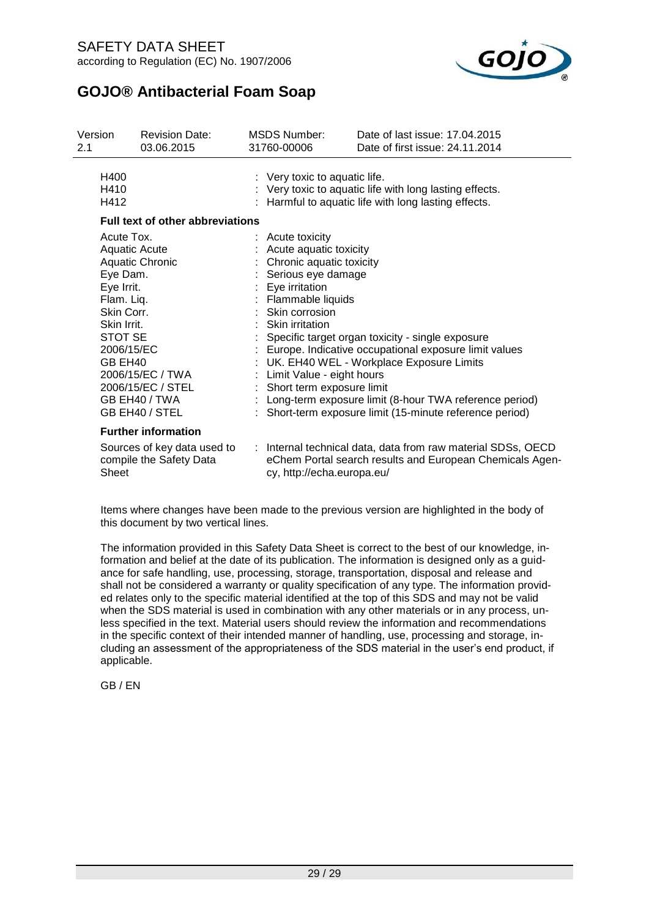| | |
|---|---|
| H400 | : Very toxic to aquatic life. |
| H410 | : Very toxic to aquatic life with long lasting effects. |
| H412 | : Harmful to aquatic life with long lasting effects. |

**Full text of other abbreviations**

| | |
|---|---|
| Acute Tox. | : Acute toxicity |
| Aquatic Acute | : Acute aquatic toxicity |
| Aquatic Chronic | : Chronic aquatic toxicity |
| Eye Dam. | : Serious eye damage |
| Eye Irrit. | : Eye irritation |
| Flam. Liq. | : Flammable liquids |
| Skin Corr. | : Skin corrosion |
| Skin Irrit. | : Skin irritation |
| STOT SE | : Specific target organ toxicity - single exposure |
| 2006/15/EC | : Europe. Indicative occupational exposure limit values |
| GB EH40 | : UK. EH40 WEL - Workplace Exposure Limits |
| 2006/15/EC / TWA | : Limit Value - eight hours |
| 2006/15/EC / STEL | : Short term exposure limit |
| GB EH40 / TWA | : Long-term exposure limit (8-hour TWA reference period) |
| GB EH40 / STEL | : Short-term exposure limit (15-minute reference period) |

**Further information**

| | |
|---|---|
| Sources of key data used to compile the Safety Data Sheet | : Internal technical data, data from raw material SDSs, OECD eChem Portal search results and European Chemicals Agency, http://echa.europa.eu/ |

Items where changes have been made to the previous version are highlighted in the body of this document by two vertical lines.

The information provided in this Safety Data Sheet is correct to the best of our knowledge, information and belief at the date of its publication. The information is designed only as a guidance for safe handling, use, processing, storage, transportation, disposal and release and shall not be considered a warranty or quality specification of any type. The information provided relates only to the specific material identified at the top of this SDS and may not be valid when the SDS material is used in combination with any other materials or in any process, unless specified in the text. Material users should review the information and recommendations in the specific context of their intended manner of handling, use, processing and storage, including an assessment of the appropriateness of the SDS material in the user's end product, if applicable.

GB / EN